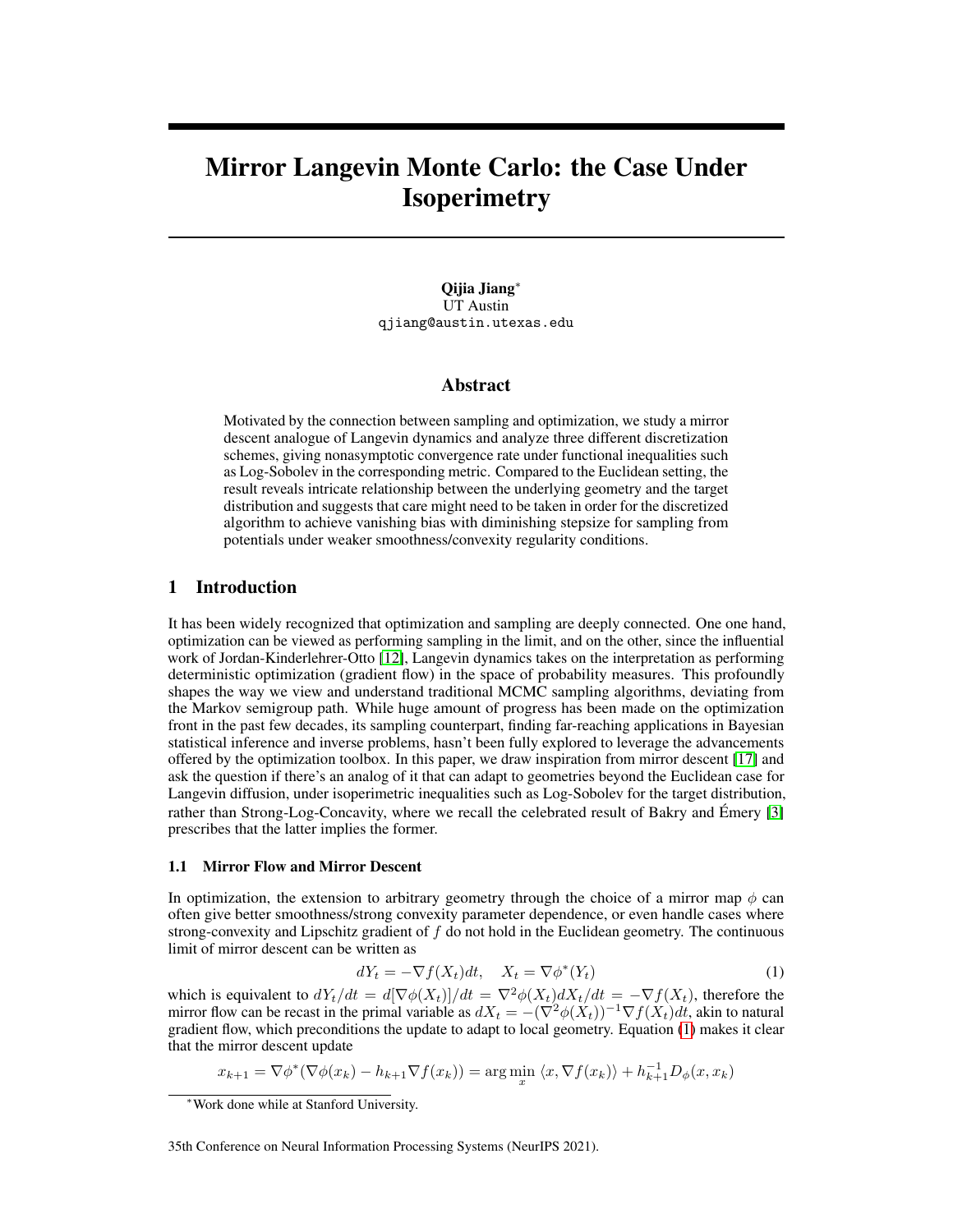# Mirror Langevin Monte Carlo: the Case Under Isoperimetry

**Qijia Jiang***
UT Austin
qjiang@austin.utexas.edu

## Abstract

Motivated by the connection between sampling and optimization, we study a mirror descent analogue of Langevin dynamics and analyze three different discretization schemes, giving nonasymptotic convergence rate under functional inequalities such as Log-Sobolev in the corresponding metric. Compared to the Euclidean setting, the result reveals intricate relationship between the underlying geometry and the target distribution and suggests that care might need to be taken in order for the discretized algorithm to achieve vanishing bias with diminishing stepsize for sampling from potentials under weaker smoothness/convexity regularity conditions.

## 1 Introduction

It has been widely recognized that optimization and sampling are deeply connected. One one hand, optimization can be viewed as performing sampling in the limit, and on the other, since the influential work of Jordan-Kinderlehrer-Otto [12], Langevin dynamics takes on the interpretation as performing deterministic optimization (gradient flow) in the space of probability measures. This profoundly shapes the way we view and understand traditional MCMC sampling algorithms, deviating from the Markov semigroup path. While huge amount of progress has been made on the optimization front in the past few decades, its sampling counterpart, finding far-reaching applications in Bayesian statistical inference and inverse problems, hasn't been fully explored to leverage the advancements offered by the optimization toolbox. In this paper, we draw inspiration from mirror descent [17] and ask the question if there's an analog of it that can adapt to geometries beyond the Euclidean case for Langevin diffusion, under isoperimetric inequalities such as Log-Sobolev for the target distribution, rather than Strong-Log-Concavity, where we recall the celebrated result of Bakry and Émery [3] prescribes that the latter implies the former.

### 1.1 Mirror Flow and Mirror Descent

In optimization, the extension to arbitrary geometry through the choice of a mirror map $\phi$ can often give better smoothness/strong convexity parameter dependence, or even handle cases where strong-convexity and Lipschitz gradient of $f$ do not hold in the Euclidean geometry. The continuous limit of mirror descent can be written as

$$dY_t = -\nabla f(X_t)dt, \quad X_t = \nabla \phi^*(Y_t) \tag{1}$$

which is equivalent to $dY_t/dt = d[\nabla\phi(X_t)]/dt = \nabla^2\phi(X_t)dX_t/dt = -\nabla f(X_t)$, therefore the mirror flow can be recast in the primal variable as $dX_t = -(\nabla^2\phi(X_t))^{-1}\nabla f(X_t)dt$, akin to natural gradient flow, which preconditions the update to adapt to local geometry. Equation (1) makes it clear that the mirror descent update

$$x_{k+1} = \nabla\phi^*(\nabla\phi(x_k) - h_{k+1}\nabla f(x_k)) = \arg\min_x \langle x, \nabla f(x_k)\rangle + h_{k+1}^{-1}D_\phi(x, x_k)$$

*Work done while at Stanford University.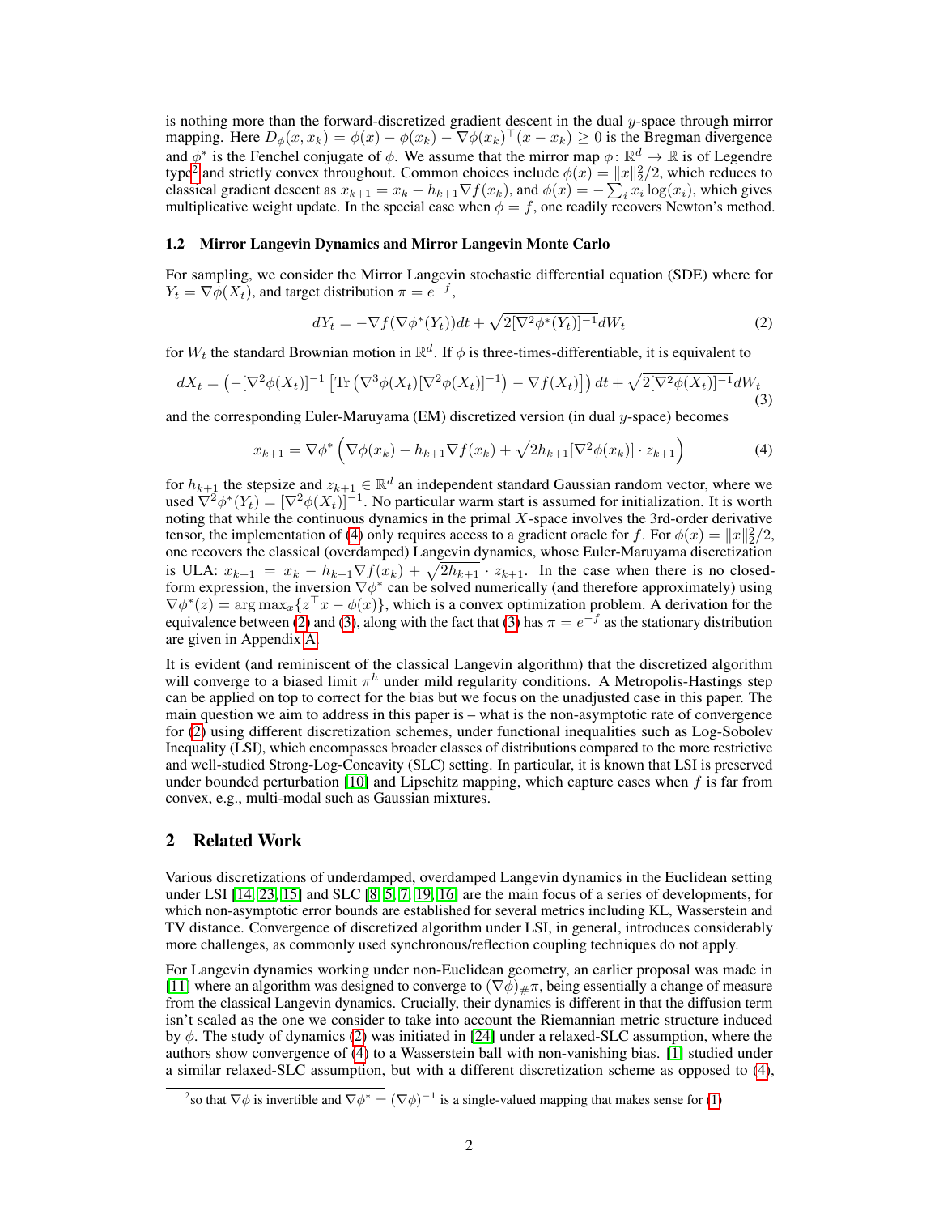is nothing more than the forward-discretized gradient descent in the dual $y$-space through mirror mapping. Here $D_\phi(x, x_k) = \phi(x) - \phi(x_k) - \nabla\phi(x_k)^\top(x - x_k) \geq 0$ is the Bregman divergence and $\phi^*$ is the Fenchel conjugate of $\phi$. We assume that the mirror map $\phi\colon \mathbb{R}^d \to \mathbb{R}$ is of Legendre type[2] and strictly convex throughout. Common choices include $\phi(x) = \|x\|_2^2/2$, which reduces to classical gradient descent as $x_{k+1} = x_k - h_{k+1}\nabla f(x_k)$, and $\phi(x) = -\sum_i x_i \log(x_i)$, which gives multiplicative weight update. In the special case when $\phi = f$, one readily recovers Newton's method.

### 1.2 Mirror Langevin Dynamics and Mirror Langevin Monte Carlo

For sampling, we consider the Mirror Langevin stochastic differential equation (SDE) where for $Y_t = \nabla\phi(X_t)$, and target distribution $\pi = e^{-f}$,

$$dY_t = -\nabla f(\nabla\phi^*(Y_t))dt + \sqrt{2[\nabla^2\phi^*(Y_t)]^{-1}}dW_t \tag{2}$$

for $W_t$ the standard Brownian motion in $\mathbb{R}^d$. If $\phi$ is three-times-differentiable, it is equivalent to

$$dX_t = \left(-[\nabla^2\phi(X_t)]^{-1}\left[\mathrm{Tr}\left(\nabla^3\phi(X_t)[\nabla^2\phi(X_t)]^{-1}\right) - \nabla f(X_t)\right]\right)dt + \sqrt{2[\nabla^2\phi(X_t)]^{-1}}dW_t \tag{3}$$

and the corresponding Euler-Maruyama (EM) discretized version (in dual $y$-space) becomes

$$x_{k+1} = \nabla\phi^*\left(\nabla\phi(x_k) - h_{k+1}\nabla f(x_k) + \sqrt{2h_{k+1}[\nabla^2\phi(x_k)]}\cdot z_{k+1}\right) \tag{4}$$

for $h_{k+1}$ the stepsize and $z_{k+1} \in \mathbb{R}^d$ an independent standard Gaussian random vector, where we used $\nabla^2\phi^*(Y_t) = [\nabla^2\phi(X_t)]^{-1}$. No particular warm start is assumed for initialization. It is worth noting that while the continuous dynamics in the primal $X$-space involves the 3rd-order derivative tensor, the implementation of (4) only requires access to a gradient oracle for $f$. For $\phi(x) = \|x\|_2^2/2$, one recovers the classical (overdamped) Langevin dynamics, whose Euler-Maruyama discretization is ULA: $x_{k+1} = x_k - h_{k+1}\nabla f(x_k) + \sqrt{2h_{k+1}}\cdot z_{k+1}$. In the case when there is no closed-form expression, the inversion $\nabla\phi^*$ can be solved numerically (and therefore approximately) using $\nabla\phi^*(z) = \arg\max_x\{z^\top x - \phi(x)\}$, which is a convex optimization problem. A derivation for the equivalence between (2) and (3), along with the fact that (3) has $\pi = e^{-f}$ as the stationary distribution are given in Appendix A.

It is evident (and reminiscent of the classical Langevin algorithm) that the discretized algorithm will converge to a biased limit $\pi^h$ under mild regularity conditions. A Metropolis-Hastings step can be applied on top to correct for the bias but we focus on the unadjusted case in this paper. The main question we aim to address in this paper is – what is the non-asymptotic rate of convergence for (2) using different discretization schemes, under functional inequalities such as Log-Sobolev Inequality (LSI), which encompasses broader classes of distributions compared to the more restrictive and well-studied Strong-Log-Concavity (SLC) setting. In particular, it is known that LSI is preserved under bounded perturbation [10] and Lipschitz mapping, which capture cases when $f$ is far from convex, e.g., multi-modal such as Gaussian mixtures.

## 2 Related Work

Various discretizations of underdamped, overdamped Langevin dynamics in the Euclidean setting under LSI [14, 23, 15] and SLC [8, 5, 7, 19, 16] are the main focus of a series of developments, for which non-asymptotic error bounds are established for several metrics including KL, Wasserstein and TV distance. Convergence of discretized algorithm under LSI, in general, introduces considerably more challenges, as commonly used synchronous/reflection coupling techniques do not apply.

For Langevin dynamics working under non-Euclidean geometry, an earlier proposal was made in [11] where an algorithm was designed to converge to $(\nabla\phi)_\#\pi$, being essentially a change of measure from the classical Langevin dynamics. Crucially, their dynamics is different in that the diffusion term isn't scaled as the one we consider to take into account the Riemannian metric structure induced by $\phi$. The study of dynamics (2) was initiated in [24] under a relaxed-SLC assumption, where the authors show convergence of (4) to a Wasserstein ball with non-vanishing bias. [1] studied under a similar relaxed-SLC assumption, but with a different discretization scheme as opposed to (4),

[2] so that $\nabla\phi$ is invertible and $\nabla\phi^* = (\nabla\phi)^{-1}$ is a single-valued mapping that makes sense for (1)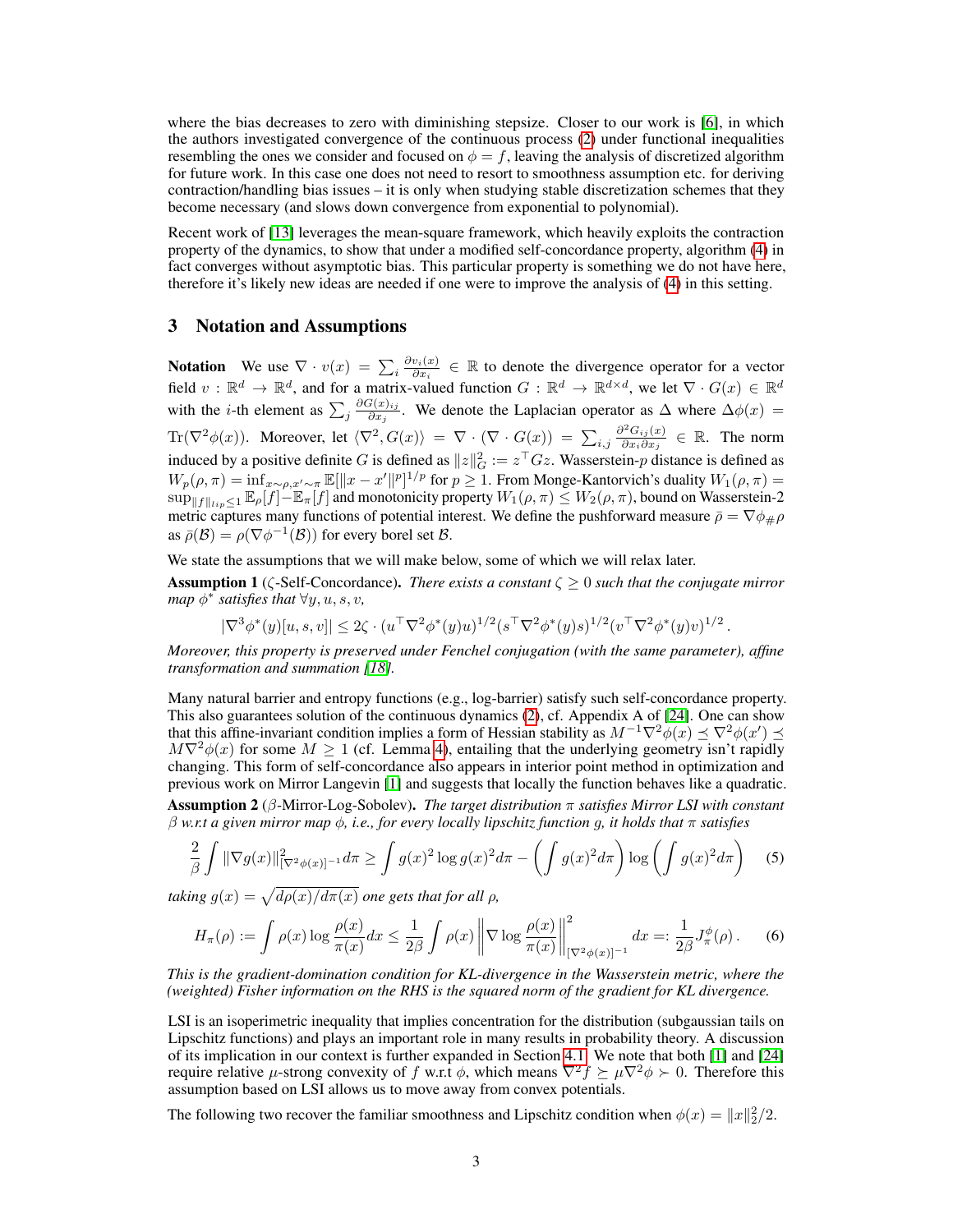where the bias decreases to zero with diminishing stepsize. Closer to our work is [6], in which the authors investigated convergence of the continuous process (2) under functional inequalities resembling the ones we consider and focused on $\phi = f$, leaving the analysis of discretized algorithm for future work. In this case one does not need to resort to smoothness assumption etc. for deriving contraction/handling bias issues – it is only when studying stable discretization schemes that they become necessary (and slows down convergence from exponential to polynomial).

Recent work of [13] leverages the mean-square framework, which heavily exploits the contraction property of the dynamics, to show that under a modified self-concordance property, algorithm (4) in fact converges without asymptotic bias. This particular property is something we do not have here, therefore it's likely new ideas are needed if one were to improve the analysis of (4) in this setting.

## 3 Notation and Assumptions

**Notation** We use $\nabla \cdot v(x) = \sum_i \frac{\partial v_i(x)}{\partial x_i} \in \mathbb{R}$ to denote the divergence operator for a vector field $v : \mathbb{R}^d \to \mathbb{R}^d$, and for a matrix-valued function $G : \mathbb{R}^d \to \mathbb{R}^{d\times d}$, we let $\nabla \cdot G(x) \in \mathbb{R}^d$ with the $i$-th element as $\sum_j \frac{\partial G(x)_{ij}}{\partial x_j}$. We denote the Laplacian operator as $\Delta$ where $\Delta\phi(x) = \mathrm{Tr}(\nabla^2\phi(x))$. Moreover, let $\langle \nabla^2, G(x)\rangle = \nabla \cdot (\nabla \cdot G(x)) = \sum_{i,j} \frac{\partial^2 G_{ij}(x)}{\partial x_i \partial x_j} \in \mathbb{R}$. The norm induced by a positive definite $G$ is defined as $\|z\|_G^2 := z^\top G z$. Wasserstein-$p$ distance is defined as $W_p(\rho, \pi) = \inf_{x\sim\rho, x'\sim\pi} \mathbb{E}[\|x - x'\|^p]^{1/p}$ for $p \geq 1$. From Monge-Kantorvich's duality $W_1(\rho, \pi) = \sup_{\|f\|_{lip}\leq 1} \mathbb{E}_\rho[f] - \mathbb{E}_\pi[f]$ and monotonicity property $W_1(\rho, \pi) \leq W_2(\rho, \pi)$, bound on Wasserstein-2 metric captures many functions of potential interest. We define the pushforward measure $\bar{\rho} = \nabla\phi_{\#}\rho$ as $\bar{\rho}(\mathcal{B}) = \rho(\nabla\phi^{-1}(\mathcal{B}))$ for every borel set $\mathcal{B}$.

We state the assumptions that we will make below, some of which we will relax later.

**Assumption 1** ($\zeta$-Self-Concordance). *There exists a constant $\zeta \geq 0$ such that the conjugate mirror map $\phi^*$ satisfies that $\forall y, u, s, v$,*

$$|\nabla^3\phi^*(y)[u, s, v]| \leq 2\zeta \cdot (u^\top\nabla^2\phi^*(y)u)^{1/2}(s^\top\nabla^2\phi^*(y)s)^{1/2}(v^\top\nabla^2\phi^*(y)v)^{1/2}\,.$$

*Moreover, this property is preserved under Fenchel conjugation (with the same parameter), affine transformation and summation [18].*

Many natural barrier and entropy functions (e.g., log-barrier) satisfy such self-concordance property. This also guarantees solution of the continuous dynamics (2), cf. Appendix A of [24]. One can show that this affine-invariant condition implies a form of Hessian stability as $M^{-1}\nabla^2\phi(x) \preceq \nabla^2\phi(x') \preceq M\nabla^2\phi(x)$ for some $M \geq 1$ (cf. Lemma 4), entailing that the underlying geometry isn't rapidly changing. This form of self-concordance also appears in interior point method in optimization and previous work on Mirror Langevin [1] and suggests that locally the function behaves like a quadratic.

**Assumption 2** ($\beta$-Mirror-Log-Sobolev). *The target distribution $\pi$ satisfies Mirror LSI with constant $\beta$ w.r.t a given mirror map $\phi$, i.e., for every locally lipschitz function $g$, it holds that $\pi$ satisfies*

$$\frac{2}{\beta}\int \|\nabla g(x)\|^2_{[\nabla^2\phi(x)]^{-1}} d\pi \geq \int g(x)^2 \log g(x)^2 d\pi - \left(\int g(x)^2 d\pi\right)\log\left(\int g(x)^2 d\pi\right) \quad (5)$$

*taking $g(x) = \sqrt{d\rho(x)/d\pi(x)}$ one gets that for all $\rho$,*

$$H_\pi(\rho) := \int \rho(x)\log\frac{\rho(x)}{\pi(x)}dx \leq \frac{1}{2\beta}\int \rho(x)\left\|\nabla \log\frac{\rho(x)}{\pi(x)}\right\|^2_{[\nabla^2\phi(x)]^{-1}} dx =: \frac{1}{2\beta}J^\phi_\pi(\rho)\,. \quad (6)$$

*This is the gradient-domination condition for KL-divergence in the Wasserstein metric, where the (weighted) Fisher information on the RHS is the squared norm of the gradient for KL divergence.*

LSI is an isoperimetric inequality that implies concentration for the distribution (subgaussian tails on Lipschitz functions) and plays an important role in many results in probability theory. A discussion of its implication in our context is further expanded in Section 4.1. We note that both [1] and [24] require relative $\mu$-strong convexity of $f$ w.r.t $\phi$, which means $\nabla^2 f \succeq \mu\nabla^2\phi \succ 0$. Therefore this assumption based on LSI allows us to move away from convex potentials.

The following two recover the familiar smoothness and Lipschitz condition when $\phi(x) = \|x\|_2^2/2$.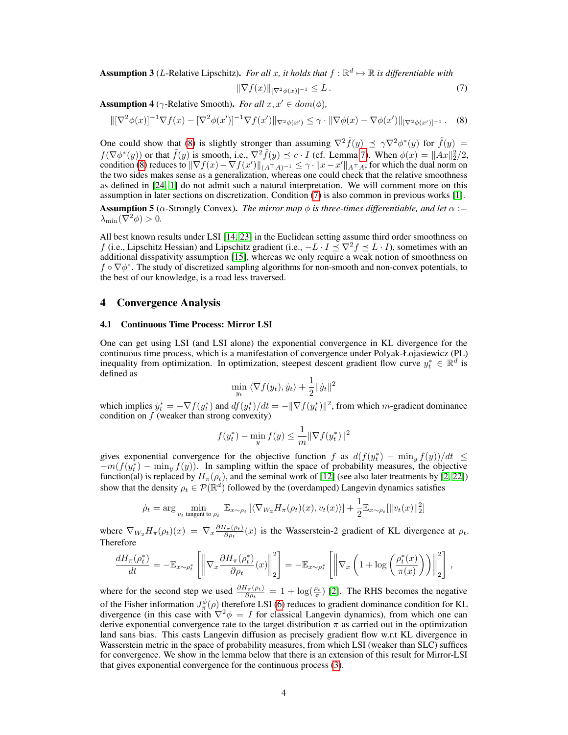**Assumption 3** ($L$-Relative Lipschitz). *For all $x$, it holds that $f : \mathbb{R}^d \mapsto \mathbb{R}$ is differentiable with*

$$\|\nabla f(x)\|_{[\nabla^2 \phi(x)]^{-1}} \leq L\,. \tag{7}$$

**Assumption 4** ($\gamma$-Relative Smooth). *For all $x, x' \in dom(\phi)$,*

$$\|[\nabla^2 \phi(x)]^{-1} \nabla f(x) - [\nabla^2 \phi(x')]^{-1} \nabla f(x')\|_{\nabla^2 \phi(x')} \leq \gamma \cdot \|\nabla \phi(x) - \nabla \phi(x')\|_{[\nabla^2 \phi(x')]^{-1}}\,. \tag{8}$$

One could show that (8) is slightly stronger than assuming $\nabla^2 \tilde{f}(y) \preceq \gamma \nabla^2 \phi^*(y)$ for $\tilde{f}(y) = f(\nabla \phi^*(y))$ or that $\tilde{f}(y)$ is smooth, i.e., $\nabla^2 \tilde{f}(y) \preceq c \cdot I$ (cf. Lemma 7). When $\phi(x) = \|Ax\|_2^2/2$, condition (8) reduces to $\|\nabla f(x) - \nabla f(x')\|_{(A^\top A)^{-1}} \leq \gamma \cdot \|x - x'\|_{A^\top A}$, for which the dual norm on the two sides makes sense as a generalization, whereas one could check that the relative smoothness as defined in [24, 1] do not admit such a natural interpretation. We will comment more on this assumption in later sections on discretization. Condition (7) is also common in previous works [1].

**Assumption 5** ($\alpha$-Strongly Convex). *The mirror map $\phi$ is three-times differentiable, and let $\alpha := \lambda_{\min}(\nabla^2 \phi) > 0$.*

All best known results under LSI [14, 23] in the Euclidean setting assume third order smoothness on $f$ (i.e., Lipschitz Hessian) and Lipschitz gradient (i.e., $-L \cdot I \preceq \nabla^2 f \preceq L \cdot I$), sometimes with an additional disspativity assumption [15], whereas we only require a weak notion of smoothness on $f \circ \nabla \phi^*$. The study of discretized sampling algorithms for non-smooth and non-convex potentials, to the best of our knowledge, is a road less traversed.

## 4 Convergence Analysis

### 4.1 Continuous Time Process: Mirror LSI

One can get using LSI (and LSI alone) the exponential convergence in KL divergence for the continuous time process, which is a manifestation of convergence under Polyak-Łojasiewicz (PL) inequality from optimization. In optimization, steepest descent gradient flow curve $y_t^* \in \mathbb{R}^d$ is defined as

$$\min_{y_t} \langle \nabla f(y_t), \dot{y}_t \rangle + \frac{1}{2}\|\dot{y}_t\|^2$$

which implies $\dot{y}_t^* = -\nabla f(y_t^*)$ and $df(y_t^*)/dt = -\|\nabla f(y_t^*)\|^2$, from which $m$-gradient dominance condition on $f$ (weaker than strong convexity)

$$f(y_t^*) - \min_y f(y) \leq \frac{1}{m}\|\nabla f(y_t^*)\|^2$$

gives exponential convergence for the objective function $f$ as $d(f(y_t^*) - \min_y f(y))/dt \leq -m(f(y_t^*) - \min_y f(y))$. In sampling within the space of probability measures, the objective function(al) is replaced by $H_\pi(\rho_t)$, and the seminal work of [12] (see also later treatments by [2, 22]) show that the density $\rho_t \in \mathcal{P}(\mathbb{R}^d)$ followed by the (overdamped) Langevin dynamics satisfies

$$\dot{\rho}_t = \arg\min_{v_t \text{ tangent to } \rho_t} \mathbb{E}_{x \sim \rho_t}\left[\langle \nabla_{W_2} H_\pi(\rho_t)(x), v_t(x) \rangle\right] + \frac{1}{2}\mathbb{E}_{x \sim \rho_t}[\|v_t(x)\|_2^2]$$

where $\nabla_{W_2} H_\pi(\rho_t)(x) = \nabla_x \frac{\partial H_\pi(\rho_t)}{\partial \rho_t}(x)$ is the Wasserstein-2 gradient of KL divergence at $\rho_t$. Therefore

$$\frac{dH_\pi(\rho_t^*)}{dt} = -\mathbb{E}_{x \sim \rho_t^*}\left[\left\|\nabla_x \frac{\partial H_\pi(\rho_t^*)}{\partial \rho_t}(x)\right\|_2^2\right] = -\mathbb{E}_{x \sim \rho_t^*}\left[\left\|\nabla_x \left(1 + \log\left(\frac{\rho_t^*(x)}{\pi(x)}\right)\right)\right\|_2^2\right],$$

where for the second step we used $\frac{\partial H_\pi(\rho_t)}{\partial \rho_t} = 1 + \log(\frac{\rho_t}{\pi})$ [2]. The RHS becomes the negative of the Fisher information $J_\pi^\phi(\rho)$ therefore LSI (6) reduces to gradient dominance condition for KL divergence (in this case with $\nabla^2 \phi = I$ for classical Langevin dynamics), from which one can derive exponential convergence rate to the target distribution $\pi$ as carried out in the optimization land sans bias. This casts Langevin diffusion as precisely gradient flow w.r.t KL divergence in Wasserstein metric in the space of probability measures, from which LSI (weaker than SLC) suffices for convergence. We show in the lemma below that there is an extension of this result for Mirror-LSI that gives exponential convergence for the continuous process (3).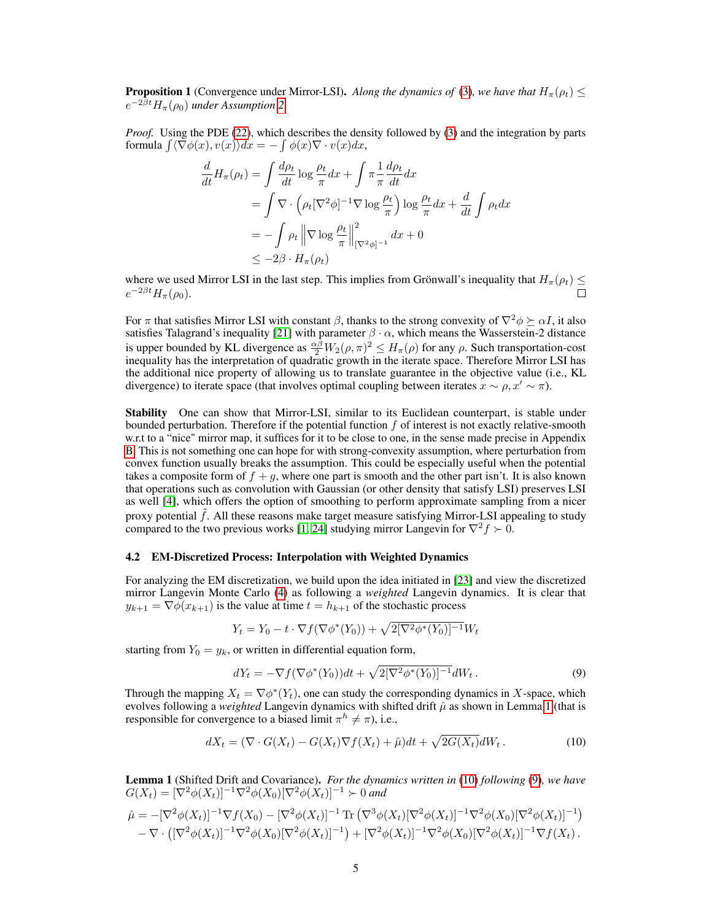**Proposition 1** (Convergence under Mirror-LSI). *Along the dynamics of* (3)*, we have that* $H_\pi(\rho_t) \leq e^{-2\beta t} H_\pi(\rho_0)$ *under Assumption 2.*

*Proof.* Using the PDE (22), which describes the density followed by (3) and the integration by parts formula $\int \langle \nabla \phi(x), v(x) \rangle dx = -\int \phi(x) \nabla \cdot v(x) dx$,

$$
\begin{aligned}
\frac{d}{dt} H_\pi(\rho_t) &= \int \frac{d\rho_t}{dt} \log \frac{\rho_t}{\pi} dx + \int \pi \frac{1}{\pi} \frac{d\rho_t}{dt} dx \\
&= \int \nabla \cdot \left( \rho_t [\nabla^2 \phi]^{-1} \nabla \log \frac{\rho_t}{\pi} \right) \log \frac{\rho_t}{\pi} dx + \frac{d}{dt} \int \rho_t dx \\
&= -\int \rho_t \left\| \nabla \log \frac{\rho_t}{\pi} \right\|^2_{[\nabla^2 \phi]^{-1}} dx + 0 \\
&\leq -2\beta \cdot H_\pi(\rho_t)
\end{aligned}
$$

where we used Mirror LSI in the last step. This implies from Grönwall's inequality that $H_\pi(\rho_t) \leq e^{-2\beta t} H_\pi(\rho_0)$. □

For $\pi$ that satisfies Mirror LSI with constant $\beta$, thanks to the strong convexity of $\nabla^2 \phi \succeq \alpha I$, it also satisfies Talagrand's inequality [21] with parameter $\beta \cdot \alpha$, which means the Wasserstein-2 distance is upper bounded by KL divergence as $\frac{\alpha\beta}{2} W_2(\rho, \pi)^2 \leq H_\pi(\rho)$ for any $\rho$. Such transportation-cost inequality has the interpretation of quadratic growth in the iterate space. Therefore Mirror LSI has the additional nice property of allowing us to translate guarantee in the objective value (i.e., KL divergence) to iterate space (that involves optimal coupling between iterates $x \sim \rho, x' \sim \pi$).

**Stability** One can show that Mirror-LSI, similar to its Euclidean counterpart, is stable under bounded perturbation. Therefore if the potential function $f$ of interest is not exactly relative-smooth w.r.t to a "nice" mirror map, it suffices for it to be close to one, in the sense made precise in Appendix B. This is not something one can hope for with strong-convexity assumption, where perturbation from convex function usually breaks the assumption. This could be especially useful when the potential takes a composite form of $f + g$, where one part is smooth and the other part isn't. It is also known that operations such as convolution with Gaussian (or other density that satisfy LSI) preserves LSI as well [4], which offers the option of smoothing to perform approximate sampling from a nicer proxy potential $\tilde{f}$. All these reasons make target measure satisfying Mirror-LSI appealing to study compared to the two previous works [1, 24] studying mirror Langevin for $\nabla^2 f \succ 0$.

### 4.2 EM-Discretized Process: Interpolation with Weighted Dynamics

For analyzing the EM discretization, we build upon the idea initiated in [23] and view the discretized mirror Langevin Monte Carlo (4) as following a *weighted* Langevin dynamics. It is clear that $y_{k+1} = \nabla \phi(x_{k+1})$ is the value at time $t = h_{k+1}$ of the stochastic process

$$
Y_t = Y_0 - t \cdot \nabla f(\nabla \phi^*(Y_0)) + \sqrt{2[\nabla^2 \phi^*(Y_0)]^{-1}} W_t
$$

starting from $Y_0 = y_k$, or written in differential equation form,

$$
dY_t = -\nabla f(\nabla \phi^*(Y_0)) dt + \sqrt{2[\nabla^2 \phi^*(Y_0)]^{-1}} dW_t \,. \tag{9}
$$

Through the mapping $X_t = \nabla \phi^*(Y_t)$, one can study the corresponding dynamics in $X$-space, which evolves following a *weighted* Langevin dynamics with shifted drift $\hat{\mu}$ as shown in Lemma 1 (that is responsible for convergence to a biased limit $\pi^h \neq \pi$), i.e.,

$$
dX_t = (\nabla \cdot G(X_t) - G(X_t) \nabla f(X_t) + \hat{\mu}) dt + \sqrt{2G(X_t)} dW_t \,. \tag{10}
$$

**Lemma 1** (Shifted Drift and Covariance). *For the dynamics written in* (10) *following* (9)*, we have* $G(X_t) = [\nabla^2 \phi(X_t)]^{-1} \nabla^2 \phi(X_0) [\nabla^2 \phi(X_t)]^{-1} \succ 0$ *and*

$$
\begin{aligned}
\hat{\mu} = &-[\nabla^2 \phi(X_t)]^{-1} \nabla f(X_0) - [\nabla^2 \phi(X_t)]^{-1} \operatorname{Tr}\left( \nabla^3 \phi(X_t) [\nabla^2 \phi(X_t)]^{-1} \nabla^2 \phi(X_0) [\nabla^2 \phi(X_t)]^{-1} \right) \\
&- \nabla \cdot \left( [\nabla^2 \phi(X_t)]^{-1} \nabla^2 \phi(X_0) [\nabla^2 \phi(X_t)]^{-1} \right) + [\nabla^2 \phi(X_t)]^{-1} \nabla^2 \phi(X_0) [\nabla^2 \phi(X_t)]^{-1} \nabla f(X_t) \,.
\end{aligned}
$$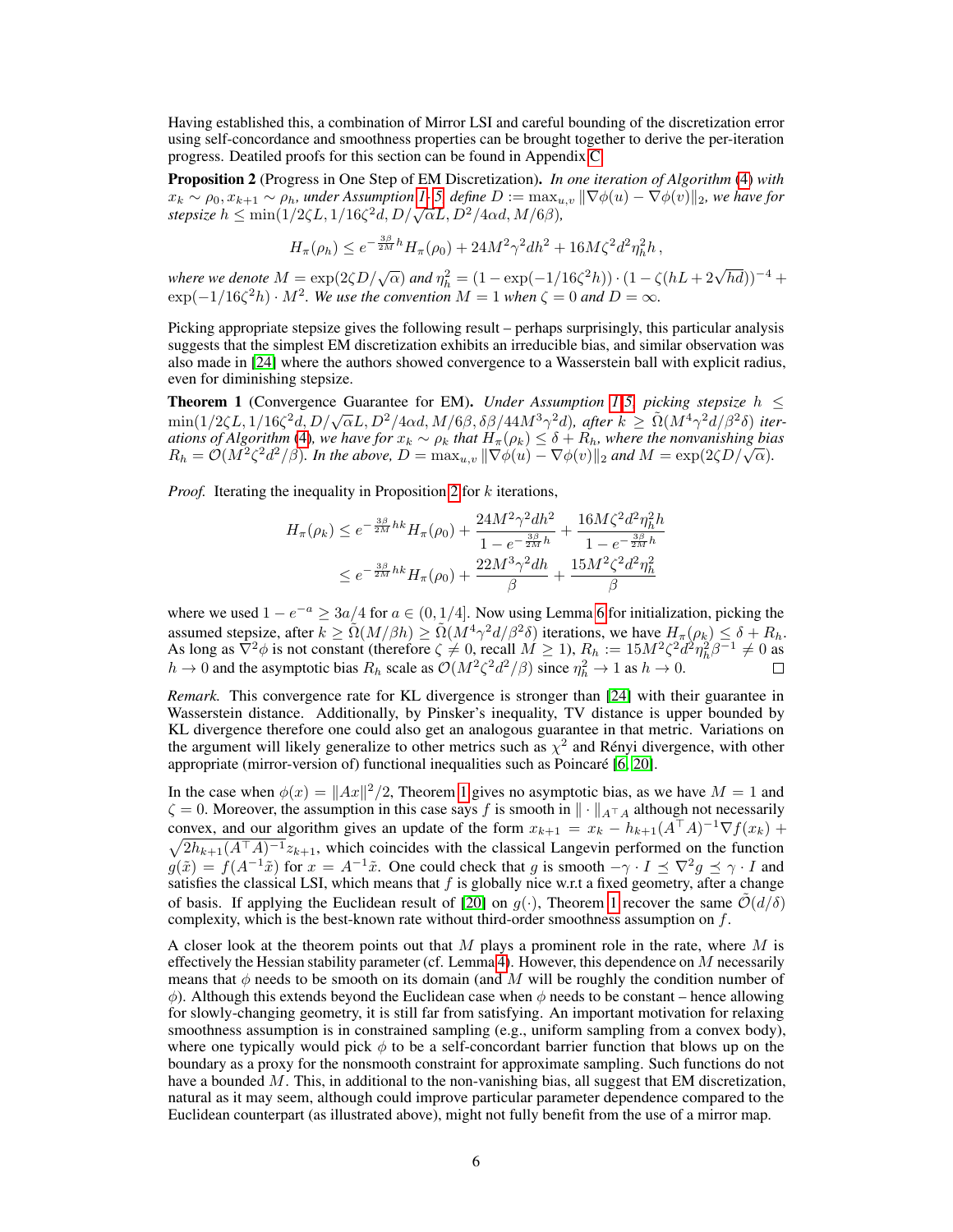Having established this, a combination of Mirror LSI and careful bounding of the discretization error using self-concordance and smoothness properties can be brought together to derive the per-iteration progress. Deatiled proofs for this section can be found in Appendix C.

**Proposition 2** (Progress in One Step of EM Discretization). *In one iteration of Algorithm (4) with $x_k \sim \rho_0, x_{k+1} \sim \rho_h$, under Assumption 1-5, define $D := \max_{u,v} \|\nabla\phi(u) - \nabla\phi(v)\|_2$, we have for stepsize $h \le \min(1/2\zeta L, 1/16\zeta^2 d, D/\sqrt{\alpha}L, D^2/4\alpha d, M/6\beta)$,*

$$H_\pi(\rho_h) \le e^{-\frac{3\beta}{2M}h} H_\pi(\rho_0) + 24M^2\gamma^2 dh^2 + 16M\zeta^2 d^2 \eta_h^2 h\,,$$

*where we denote $M = \exp(2\zeta D/\sqrt{\alpha})$ and $\eta_h^2 = (1 - \exp(-1/16\zeta^2 h)) \cdot (1 - \zeta(hL + 2\sqrt{hd}))^{-4} + \exp(-1/16\zeta^2 h) \cdot M^2$. We use the convention $M = 1$ when $\zeta = 0$ and $D = \infty$.*

Picking appropriate stepsize gives the following result – perhaps surprisingly, this particular analysis suggests that the simplest EM discretization exhibits an irreducible bias, and similar observation was also made in [24] where the authors showed convergence to a Wasserstein ball with explicit radius, even for diminishing stepsize.

**Theorem 1** (Convergence Guarantee for EM). *Under Assumption 1-5, picking stepsize $h \le \min(1/2\zeta L, 1/16\zeta^2 d, D/\sqrt{\alpha}L, D^2/4\alpha d, M/6\beta, \delta\beta/44M^3\gamma^2 d)$, after $k \ge \tilde{\Omega}(M^4\gamma^2 d/\beta^2\delta)$ iterations of Algorithm (4), we have for $x_k \sim \rho_k$ that $H_\pi(\rho_k) \le \delta + R_h$, where the nonvanishing bias $R_h = \mathcal{O}(M^2\zeta^2 d^2/\beta)$. In the above, $D = \max_{u,v} \|\nabla\phi(u) - \nabla\phi(v)\|_2$ and $M = \exp(2\zeta D/\sqrt{\alpha})$.*

*Proof.* Iterating the inequality in Proposition 2 for $k$ iterations,

$$\begin{aligned}
H_\pi(\rho_k) &\le e^{-\frac{3\beta}{2M}hk} H_\pi(\rho_0) + \frac{24M^2\gamma^2 dh^2}{1 - e^{-\frac{3\beta}{2M}h}} + \frac{16M\zeta^2 d^2 \eta_h^2 h}{1 - e^{-\frac{3\beta}{2M}h}} \\
&\le e^{-\frac{3\beta}{2M}hk} H_\pi(\rho_0) + \frac{22M^3\gamma^2 dh}{\beta} + \frac{15M^2\zeta^2 d^2 \eta_h^2}{\beta}
\end{aligned}$$

where we used $1 - e^{-a} \ge 3a/4$ for $a \in (0, 1/4]$. Now using Lemma 6 for initialization, picking the assumed stepsize, after $k \ge \tilde{\Omega}(M/\beta h) \ge \tilde{\Omega}(M^4\gamma^2 d/\beta^2\delta)$ iterations, we have $H_\pi(\rho_k) \le \delta + R_h$. As long as $\nabla^2\phi$ is not constant (therefore $\zeta \ne 0$, recall $M \ge 1$), $R_h := 15M^2\zeta^2 d^2 \eta_h^2 \beta^{-1} \ne 0$ as $h \to 0$ and the asymptotic bias $R_h$ scale as $\mathcal{O}(M^2\zeta^2 d^2/\beta)$ since $\eta_h^2 \to 1$ as $h \to 0$. $\square$

*Remark.* This convergence rate for KL divergence is stronger than [24] with their guarantee in Wasserstein distance. Additionally, by Pinsker's inequality, TV distance is upper bounded by KL divergence therefore one could also get an analogous guarantee in that metric. Variations on the argument will likely generalize to other metrics such as $\chi^2$ and Rényi divergence, with other appropriate (mirror-version of) functional inequalities such as Poincaré [6, 20].

In the case when $\phi(x) = \|Ax\|^2/2$, Theorem 1 gives no asymptotic bias, as we have $M = 1$ and $\zeta = 0$. Moreover, the assumption in this case says $f$ is smooth in $\|\cdot\|_{A^\top A}$ although not necessarily convex, and our algorithm gives an update of the form $x_{k+1} = x_k - h_{k+1}(A^\top A)^{-1}\nabla f(x_k) + \sqrt{2h_{k+1}(A^\top A)^{-1}} z_{k+1}$, which coincides with the classical Langevin performed on the function $g(\tilde{x}) = f(A^{-1}\tilde{x})$ for $x = A^{-1}\tilde{x}$. One could check that $g$ is smooth $-\gamma \cdot I \preceq \nabla^2 g \preceq \gamma \cdot I$ and satisfies the classical LSI, which means that $f$ is globally nice w.r.t a fixed geometry, after a change of basis. If applying the Euclidean result of [20] on $g(\cdot)$, Theorem 1 recover the same $\tilde{\mathcal{O}}(d/\delta)$ complexity, which is the best-known rate without third-order smoothness assumption on $f$.

A closer look at the theorem points out that $M$ plays a prominent role in the rate, where $M$ is effectively the Hessian stability parameter (cf. Lemma 4). However, this dependence on $M$ necessarily means that $\phi$ needs to be smooth on its domain (and $M$ will be roughly the condition number of $\phi$). Although this extends beyond the Euclidean case when $\phi$ needs to be constant – hence allowing for slowly-changing geometry, it is still far from satisfying. An important motivation for relaxing smoothness assumption is in constrained sampling (e.g., uniform sampling from a convex body), where one typically would pick $\phi$ to be a self-concordant barrier function that blows up on the boundary as a proxy for the nonsmooth constraint for approximate sampling. Such functions do not have a bounded $M$. This, in additional to the non-vanishing bias, all suggest that EM discretization, natural as it may seem, although could improve particular parameter dependence compared to the Euclidean counterpart (as illustrated above), might not fully benefit from the use of a mirror map.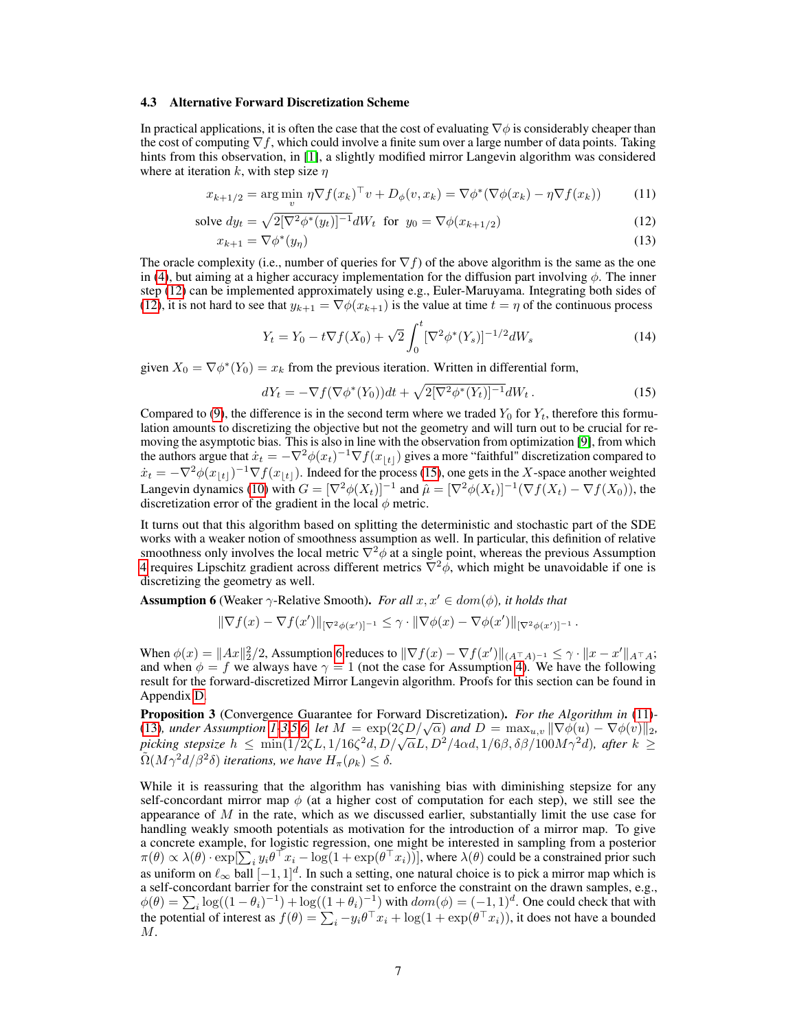### 4.3 Alternative Forward Discretization Scheme

In practical applications, it is often the case that the cost of evaluating $\nabla\phi$ is considerably cheaper than the cost of computing $\nabla f$, which could involve a finite sum over a large number of data points. Taking hints from this observation, in [1], a slightly modified mirror Langevin algorithm was considered where at iteration $k$, with step size $\eta$

$$x_{k+1/2} = \arg\min_{v} \eta\nabla f(x_k)^\top v + D_\phi(v, x_k) = \nabla\phi^*(\nabla\phi(x_k) - \eta\nabla f(x_k)) \tag{11}$$

$$\text{solve } dy_t = \sqrt{2[\nabla^2\phi^*(y_t)]^{-1}} dW_t \ \text{ for } \ y_0 = \nabla\phi(x_{k+1/2}) \tag{12}$$

$$x_{k+1} = \nabla\phi^*(y_\eta) \tag{13}$$

The oracle complexity (i.e., number of queries for $\nabla f$) of the above algorithm is the same as the one in (4), but aiming at a higher accuracy implementation for the diffusion part involving $\phi$. The inner step (12) can be implemented approximately using e.g., Euler-Maruyama. Integrating both sides of (12), it is not hard to see that $y_{k+1} = \nabla\phi(x_{k+1})$ is the value at time $t = \eta$ of the continuous process

$$Y_t = Y_0 - t\nabla f(X_0) + \sqrt{2}\int_0^t [\nabla^2\phi^*(Y_s)]^{-1/2} dW_s \tag{14}$$

given $X_0 = \nabla\phi^*(Y_0) = x_k$ from the previous iteration. Written in differential form,

$$dY_t = -\nabla f(\nabla\phi^*(Y_0))dt + \sqrt{2[\nabla^2\phi^*(Y_t)]^{-1}} dW_t\,. \tag{15}$$

Compared to (9), the difference is in the second term where we traded $Y_0$ for $Y_t$, therefore this formulation amounts to discretizing the objective but not the geometry and will turn out to be crucial for removing the asymptotic bias. This is also in line with the observation from optimization [9], from which the authors argue that $\dot{x}_t = -\nabla^2\phi(x_t)^{-1}\nabla f(x_{\lfloor t\rfloor})$ gives a more "faithful" discretization compared to $\dot{x}_t = -\nabla^2\phi(x_{\lfloor t\rfloor})^{-1}\nabla f(x_{\lfloor t\rfloor})$. Indeed for the process (15), one gets in the $X$-space another weighted Langevin dynamics (10) with $G = [\nabla^2\phi(X_t)]^{-1}$ and $\hat{\mu} = [\nabla^2\phi(X_t)]^{-1}(\nabla f(X_t) - \nabla f(X_0))$, the discretization error of the gradient in the local $\phi$ metric.

It turns out that this algorithm based on splitting the deterministic and stochastic part of the SDE works with a weaker notion of smoothness assumption as well. In particular, this definition of relative smoothness only involves the local metric $\nabla^2\phi$ at a single point, whereas the previous Assumption 4 requires Lipschitz gradient across different metrics $\nabla^2\phi$, which might be unavoidable if one is discretizing the geometry as well.

**Assumption 6** (Weaker $\gamma$-Relative Smooth). *For all $x, x' \in dom(\phi)$, it holds that*

$$\|\nabla f(x) - \nabla f(x')\|_{[\nabla^2\phi(x')]^{-1}} \leq \gamma \cdot \|\nabla\phi(x) - \nabla\phi(x')\|_{[\nabla^2\phi(x')]^{-1}}\,.$$

When $\phi(x) = \|Ax\|_2^2/2$, Assumption 6 reduces to $\|\nabla f(x) - \nabla f(x')\|_{(A^\top A)^{-1}} \leq \gamma \cdot \|x - x'\|_{A^\top A}$; and when $\phi = f$ we always have $\gamma = 1$ (not the case for Assumption 4). We have the following result for the forward-discretized Mirror Langevin algorithm. Proofs for this section can be found in Appendix D.

**Proposition 3** (Convergence Guarantee for Forward Discretization). *For the Algorithm in (11)-(13), under Assumption 1 3 5 6, let $M = \exp(2\zeta D/\sqrt{\alpha})$ and $D = \max_{u,v}\|\nabla\phi(u) - \nabla\phi(v)\|_2$, picking stepsize $h \leq \min(1/2\zeta L, 1/16\zeta^2 d, D/\sqrt{\alpha}L, D^2/4\alpha d, 1/6\beta, \delta\beta/100M\gamma^2 d)$, after $k \geq \tilde{\Omega}(M\gamma^2 d/\beta^2\delta)$ iterations, we have $H_\pi(\rho_k) \leq \delta$.*

While it is reassuring that the algorithm has vanishing bias with diminishing stepsize for any self-concordant mirror map $\phi$ (at a higher cost of computation for each step), we still see the appearance of $M$ in the rate, which as we discussed earlier, substantially limit the use case for handling weakly smooth potentials as motivation for the introduction of a mirror map. To give a concrete example, for logistic regression, one might be interested in sampling from a posterior $\pi(\theta) \propto \lambda(\theta) \cdot \exp[\sum_i y_i\theta^\top x_i - \log(1 + \exp(\theta^\top x_i))]$, where $\lambda(\theta)$ could be a constrained prior such as uniform on $\ell_\infty$ ball $[-1, 1]^d$. In such a setting, one natural choice is to pick a mirror map which is a self-concordant barrier for the constraint set to enforce the constraint on the drawn samples, e.g., $\phi(\theta) = \sum_i \log((1 - \theta_i)^{-1}) + \log((1 + \theta_i)^{-1})$ with $dom(\phi) = (-1, 1)^d$. One could check that with the potential of interest as $f(\theta) = \sum_i -y_i\theta^\top x_i + \log(1 + \exp(\theta^\top x_i))$, it does not have a bounded $M$.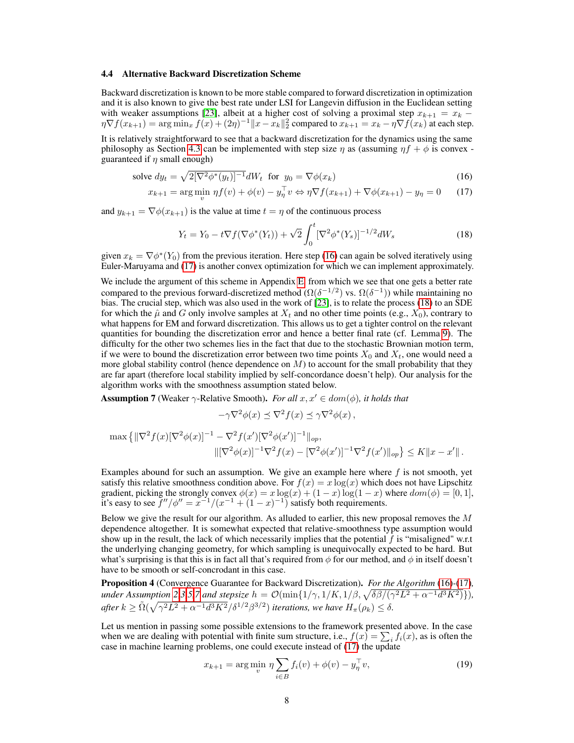### 4.4 Alternative Backward Discretization Scheme

Backward discretization is known to be more stable compared to forward discretization in optimization and it is also known to give the best rate under LSI for Langevin diffusion in the Euclidean setting with weaker assumptions [23], albeit at a higher cost of solving a proximal step $x_{k+1} = x_k - \eta \nabla f(x_{k+1}) = \arg\min_x f(x) + (2\eta)^{-1}\|x - x_k\|_2^2$ compared to $x_{k+1} = x_k - \eta \nabla f(x_k)$ at each step.

It is relatively straightforward to see that a backward discretization for the dynamics using the same philosophy as Section 4.3 can be implemented with step size $\eta$ as (assuming $\eta f + \phi$ is convex - guaranteed if $\eta$ small enough)

$$\text{solve } dy_t = \sqrt{2[\nabla^2 \phi^*(y_t)]^{-1}} dW_t \;\text{ for }\; y_0 = \nabla \phi(x_k) \tag{16}$$

$$x_{k+1} = \arg\min_v \eta f(v) + \phi(v) - y_\eta^\top v \Leftrightarrow \eta \nabla f(x_{k+1}) + \nabla \phi(x_{k+1}) - y_\eta = 0 \tag{17}$$

and $y_{k+1} = \nabla \phi(x_{k+1})$ is the value at time $t = \eta$ of the continuous process

$$Y_t = Y_0 - t\nabla f(\nabla \phi^*(Y_t)) + \sqrt{2}\int_0^t [\nabla^2 \phi^*(Y_s)]^{-1/2} dW_s \tag{18}$$

given $x_k = \nabla \phi^*(Y_0)$ from the previous iteration. Here step (16) can again be solved iteratively using Euler-Maruyama and (17) is another convex optimization for which we can implement approximately.

We include the argument of this scheme in Appendix E, from which we see that one gets a better rate compared to the previous forward-discretized method ($\Omega(\delta^{-1/2})$ vs. $\Omega(\delta^{-1})$) while maintaining no bias. The crucial step, which was also used in the work of [23], is to relate the process (18) to an SDE for which the $\hat{\mu}$ and $G$ only involve samples at $X_t$ and no other time points (e.g., $X_0$), contrary to what happens for EM and forward discretization. This allows us to get a tighter control on the relevant quantities for bounding the discretization error and hence a better final rate (cf. Lemma 9). The difficulty for the other two schemes lies in the fact that due to the stochastic Brownian motion term, if we were to bound the discretization error between two time points $X_0$ and $X_t$, one would need a more global stability control (hence dependence on $M$) to account for the small probability that they are far apart (therefore local stability implied by self-concordance doesn't help). Our analysis for the algorithm works with the smoothness assumption stated below.

**Assumption 7** (Weaker $\gamma$-Relative Smooth)**.** *For all $x, x' \in dom(\phi)$, it holds that*

$$-\gamma \nabla^2 \phi(x) \preceq \nabla^2 f(x) \preceq \gamma \nabla^2 \phi(x)\,,$$

$$\max\big\{\|\nabla^2 f(x)[\nabla^2\phi(x)]^{-1} - \nabla^2 f(x')[\nabla^2 \phi(x')]^{-1}\|_{op}, \\ \|[\nabla^2\phi(x)]^{-1}\nabla^2 f(x) - [\nabla^2\phi(x')]^{-1}\nabla^2 f(x')\|_{op}\big\} \le K\|x - x'\|\,.$$

Examples abound for such an assumption. We give an example here where $f$ is not smooth, yet satisfy this relative smoothness condition above. For $f(x) = x\log(x)$ which does not have Lipschitz gradient, picking the strongly convex $\phi(x) = x\log(x) + (1-x)\log(1-x)$ where $dom(\phi) = [0,1]$, it's easy to see $f''/\phi'' = x^{-1}/(x^{-1} + (1-x)^{-1})$ satisfy both requirements.

Below we give the result for our algorithm. As alluded to earlier, this new proposal removes the $M$ dependence altogether. It is somewhat expected that relative-smoothness type assumption would show up in the result, the lack of which necessarily implies that the potential $f$ is "misaligned" w.r.t the underlying changing geometry, for which sampling is unequivocally expected to be hard. But what's surprising is that this is in fact all that's required from $\phi$ for our method, and $\phi$ in itself doesn't have to be smooth or self-concordant in this case.

**Proposition 4** (Convergence Guarantee for Backward Discretization)**.** *For the Algorithm (16)-(17), under Assumption 2,3,5,7 and stepsize $h = \mathcal{O}(\min\{1/\gamma, 1/K, 1/\beta, \sqrt{\delta\beta/(\gamma^2 L^2 + \alpha^{-1}d^3K^2)}\})$, after $k \ge \tilde{\Omega}(\sqrt{\gamma^2L^2 + \alpha^{-1}d^3K^2}/\delta^{1/2}\beta^{3/2})$ iterations, we have $H_\pi(\rho_k) \le \delta$.*

Let us mention in passing some possible extensions to the framework presented above. In the case when we are dealing with potential with finite sum structure, i.e., $f(x) = \sum_i f_i(x)$, as is often the case in machine learning problems, one could execute instead of (17) the update

$$x_{k+1} = \arg\min_v \eta \sum_{i\in B} f_i(v) + \phi(v) - y_\eta^\top v, \tag{19}$$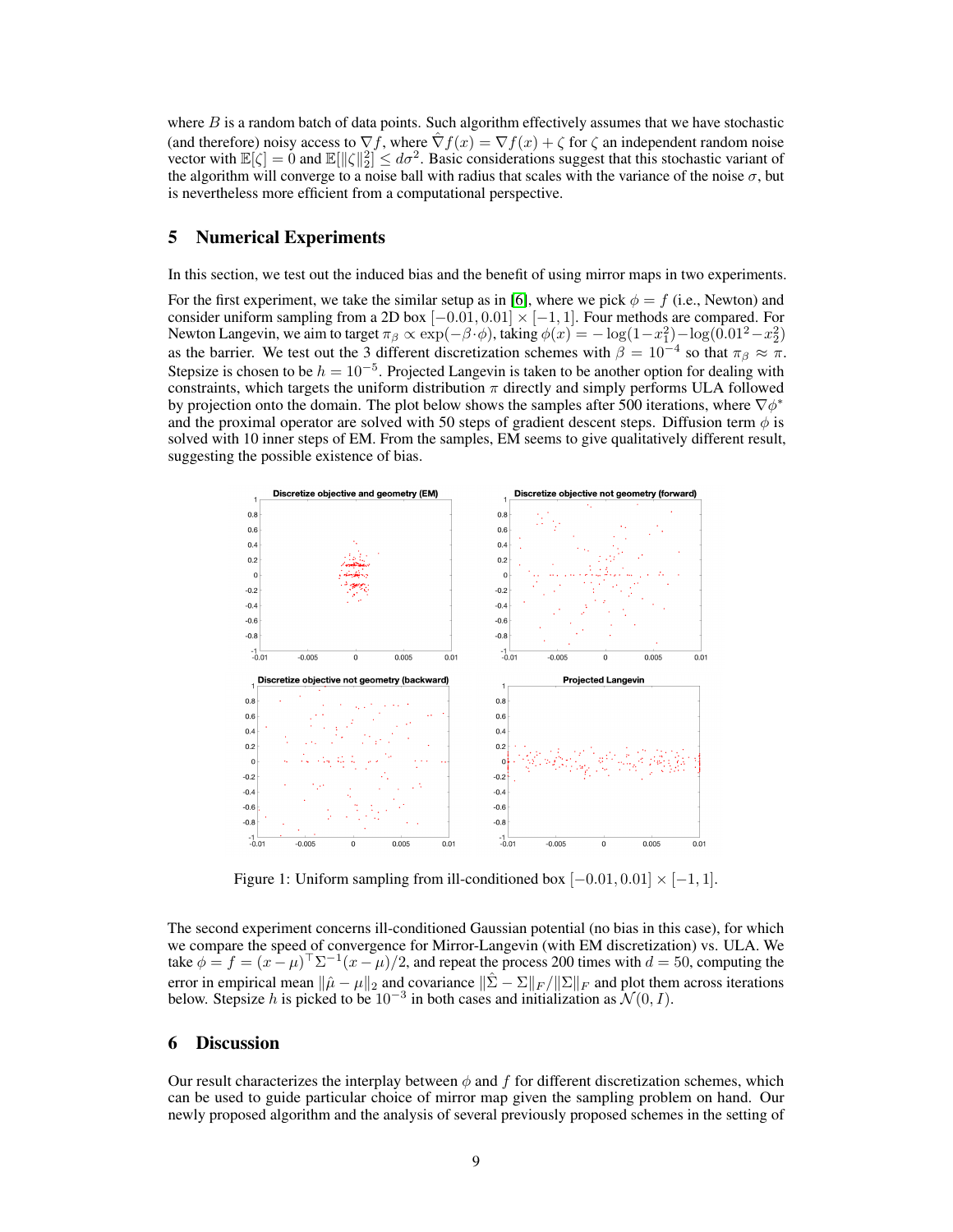where $B$ is a random batch of data points. Such algorithm effectively assumes that we have stochastic (and therefore) noisy access to $\nabla f$, where $\hat{\nabla} f(x) = \nabla f(x) + \zeta$ for $\zeta$ an independent random noise vector with $\mathbb{E}[\zeta] = 0$ and $\mathbb{E}[\|\zeta\|_2^2] \leq d\sigma^2$. Basic considerations suggest that this stochastic variant of the algorithm will converge to a noise ball with radius that scales with the variance of the noise $\sigma$, but is nevertheless more efficient from a computational perspective.

## 5 Numerical Experiments

In this section, we test out the induced bias and the benefit of using mirror maps in two experiments.

For the first experiment, we take the similar setup as in [6], where we pick $\phi = f$ (i.e., Newton) and consider uniform sampling from a 2D box $[-0.01, 0.01] \times [-1, 1]$. Four methods are compared. For Newton Langevin, we aim to target $\pi_\beta \propto \exp(-\beta \cdot \phi)$, taking $\phi(x) = -\log(1-x_1^2) - \log(0.01^2 - x_2^2)$ as the barrier. We test out the 3 different discretization schemes with $\beta = 10^{-4}$ so that $\pi_\beta \approx \pi$. Stepsize is chosen to be $h = 10^{-5}$. Projected Langevin is taken to be another option for dealing with constraints, which targets the uniform distribution $\pi$ directly and simply performs ULA followed by projection onto the domain. The plot below shows the samples after 500 iterations, where $\nabla \phi^*$ and the proximal operator are solved with 50 steps of gradient descent steps. Diffusion term $\phi$ is solved with 10 inner steps of EM. From the samples, EM seems to give qualitatively different result, suggesting the possible existence of bias.

Figure 1: Uniform sampling from ill-conditioned box $[-0.01, 0.01] \times [-1, 1]$.

The second experiment concerns ill-conditioned Gaussian potential (no bias in this case), for which we compare the speed of convergence for Mirror-Langevin (with EM discretization) vs. ULA. We take $\phi = f = (x-\mu)^\top \Sigma^{-1}(x-\mu)/2$, and repeat the process 200 times with $d = 50$, computing the error in empirical mean $\|\hat{\mu} - \mu\|_2$ and covariance $\|\hat{\Sigma} - \Sigma\|_F / \|\Sigma\|_F$ and plot them across iterations below. Stepsize $h$ is picked to be $10^{-3}$ in both cases and initialization as $\mathcal{N}(0, I)$.

## 6 Discussion

Our result characterizes the interplay between $\phi$ and $f$ for different discretization schemes, which can be used to guide particular choice of mirror map given the sampling problem on hand. Our newly proposed algorithm and the analysis of several previously proposed schemes in the setting of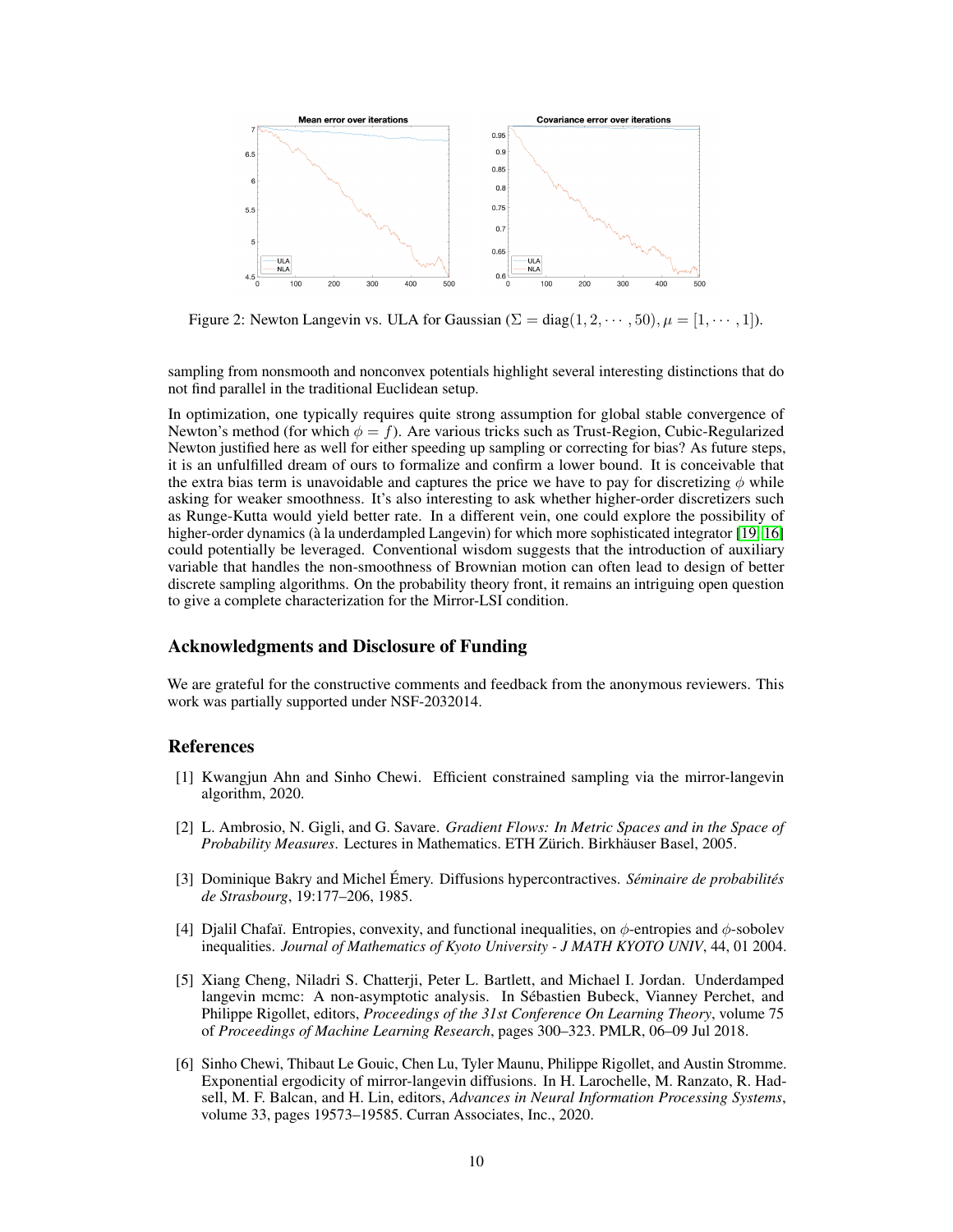Figure 2: Newton Langevin vs. ULA for Gaussian ($\Sigma = \text{diag}(1, 2, \cdots, 50), \mu = [1, \cdots, 1]$).

sampling from nonsmooth and nonconvex potentials highlight several interesting distinctions that do not find parallel in the traditional Euclidean setup.

In optimization, one typically requires quite strong assumption for global stable convergence of Newton's method (for which $\phi = f$). Are various tricks such as Trust-Region, Cubic-Regularized Newton justified here as well for either speeding up sampling or correcting for bias? As future steps, it is an unfulfilled dream of ours to formalize and confirm a lower bound. It is conceivable that the extra bias term is unavoidable and captures the price we have to pay for discretizing $\phi$ while asking for weaker smoothness. It's also interesting to ask whether higher-order discretizers such as Runge-Kutta would yield better rate. In a different vein, one could explore the possibility of higher-order dynamics (à la underdampled Langevin) for which more sophisticated integrator [19, 16] could potentially be leveraged. Conventional wisdom suggests that the introduction of auxiliary variable that handles the non-smoothness of Brownian motion can often lead to design of better discrete sampling algorithms. On the probability theory front, it remains an intriguing open question to give a complete characterization for the Mirror-LSI condition.

## Acknowledgments and Disclosure of Funding

We are grateful for the constructive comments and feedback from the anonymous reviewers. This work was partially supported under NSF-2032014.

## References

[1] Kwangjun Ahn and Sinho Chewi. Efficient constrained sampling via the mirror-langevin algorithm, 2020.

[2] L. Ambrosio, N. Gigli, and G. Savare. *Gradient Flows: In Metric Spaces and in the Space of Probability Measures*. Lectures in Mathematics. ETH Zürich. Birkhäuser Basel, 2005.

[3] Dominique Bakry and Michel Émery. Diffusions hypercontractives. *Séminaire de probabilités de Strasbourg*, 19:177–206, 1985.

[4] Djalil Chafaï. Entropies, convexity, and functional inequalities, on $\phi$-entropies and $\phi$-sobolev inequalities. *Journal of Mathematics of Kyoto University - J MATH KYOTO UNIV*, 44, 01 2004.

[5] Xiang Cheng, Niladri S. Chatterji, Peter L. Bartlett, and Michael I. Jordan. Underdamped langevin mcmc: A non-asymptotic analysis. In Sébastien Bubeck, Vianney Perchet, and Philippe Rigollet, editors, *Proceedings of the 31st Conference On Learning Theory*, volume 75 of *Proceedings of Machine Learning Research*, pages 300–323. PMLR, 06–09 Jul 2018.

[6] Sinho Chewi, Thibaut Le Gouic, Chen Lu, Tyler Maunu, Philippe Rigollet, and Austin Stromme. Exponential ergodicity of mirror-langevin diffusions. In H. Larochelle, M. Ranzato, R. Hadsell, M. F. Balcan, and H. Lin, editors, *Advances in Neural Information Processing Systems*, volume 33, pages 19573–19585. Curran Associates, Inc., 2020.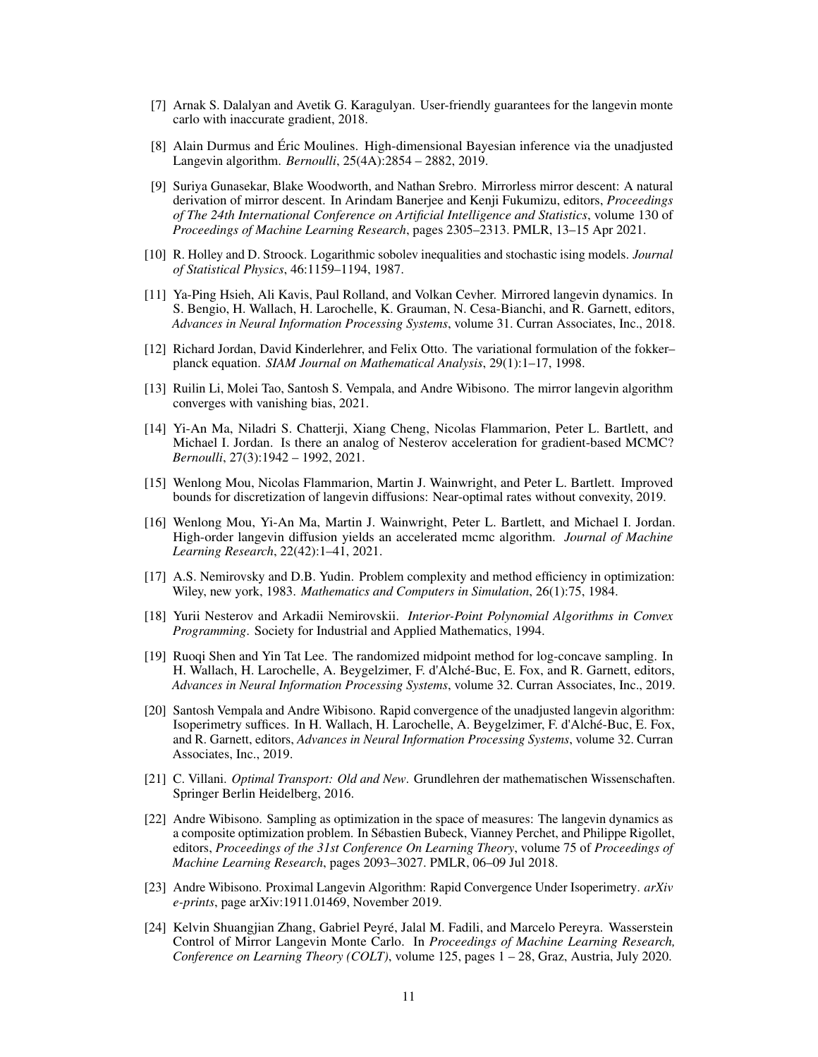[7] Arnak S. Dalalyan and Avetik G. Karagulyan. User-friendly guarantees for the langevin monte carlo with inaccurate gradient, 2018.

[8] Alain Durmus and Éric Moulines. High-dimensional Bayesian inference via the unadjusted Langevin algorithm. *Bernoulli*, 25(4A):2854 – 2882, 2019.

[9] Suriya Gunasekar, Blake Woodworth, and Nathan Srebro. Mirrorless mirror descent: A natural derivation of mirror descent. In Arindam Banerjee and Kenji Fukumizu, editors, *Proceedings of The 24th International Conference on Artificial Intelligence and Statistics*, volume 130 of *Proceedings of Machine Learning Research*, pages 2305–2313. PMLR, 13–15 Apr 2021.

[10] R. Holley and D. Stroock. Logarithmic sobolev inequalities and stochastic ising models. *Journal of Statistical Physics*, 46:1159–1194, 1987.

[11] Ya-Ping Hsieh, Ali Kavis, Paul Rolland, and Volkan Cevher. Mirrored langevin dynamics. In S. Bengio, H. Wallach, H. Larochelle, K. Grauman, N. Cesa-Bianchi, and R. Garnett, editors, *Advances in Neural Information Processing Systems*, volume 31. Curran Associates, Inc., 2018.

[12] Richard Jordan, David Kinderlehrer, and Felix Otto. The variational formulation of the fokker–planck equation. *SIAM Journal on Mathematical Analysis*, 29(1):1–17, 1998.

[13] Ruilin Li, Molei Tao, Santosh S. Vempala, and Andre Wibisono. The mirror langevin algorithm converges with vanishing bias, 2021.

[14] Yi-An Ma, Niladri S. Chatterji, Xiang Cheng, Nicolas Flammarion, Peter L. Bartlett, and Michael I. Jordan. Is there an analog of Nesterov acceleration for gradient-based MCMC? *Bernoulli*, 27(3):1942 – 1992, 2021.

[15] Wenlong Mou, Nicolas Flammarion, Martin J. Wainwright, and Peter L. Bartlett. Improved bounds for discretization of langevin diffusions: Near-optimal rates without convexity, 2019.

[16] Wenlong Mou, Yi-An Ma, Martin J. Wainwright, Peter L. Bartlett, and Michael I. Jordan. High-order langevin diffusion yields an accelerated mcmc algorithm. *Journal of Machine Learning Research*, 22(42):1–41, 2021.

[17] A.S. Nemirovsky and D.B. Yudin. Problem complexity and method efficiency in optimization: Wiley, new york, 1983. *Mathematics and Computers in Simulation*, 26(1):75, 1984.

[18] Yurii Nesterov and Arkadii Nemirovskii. *Interior-Point Polynomial Algorithms in Convex Programming*. Society for Industrial and Applied Mathematics, 1994.

[19] Ruoqi Shen and Yin Tat Lee. The randomized midpoint method for log-concave sampling. In H. Wallach, H. Larochelle, A. Beygelzimer, F. d'Alché-Buc, E. Fox, and R. Garnett, editors, *Advances in Neural Information Processing Systems*, volume 32. Curran Associates, Inc., 2019.

[20] Santosh Vempala and Andre Wibisono. Rapid convergence of the unadjusted langevin algorithm: Isoperimetry suffices. In H. Wallach, H. Larochelle, A. Beygelzimer, F. d'Alché-Buc, E. Fox, and R. Garnett, editors, *Advances in Neural Information Processing Systems*, volume 32. Curran Associates, Inc., 2019.

[21] C. Villani. *Optimal Transport: Old and New*. Grundlehren der mathematischen Wissenschaften. Springer Berlin Heidelberg, 2016.

[22] Andre Wibisono. Sampling as optimization in the space of measures: The langevin dynamics as a composite optimization problem. In Sébastien Bubeck, Vianney Perchet, and Philippe Rigollet, editors, *Proceedings of the 31st Conference On Learning Theory*, volume 75 of *Proceedings of Machine Learning Research*, pages 2093–3027. PMLR, 06–09 Jul 2018.

[23] Andre Wibisono. Proximal Langevin Algorithm: Rapid Convergence Under Isoperimetry. *arXiv e-prints*, page arXiv:1911.01469, November 2019.

[24] Kelvin Shuangjian Zhang, Gabriel Peyré, Jalal M. Fadili, and Marcelo Pereyra. Wasserstein Control of Mirror Langevin Monte Carlo. In *Proceedings of Machine Learning Research, Conference on Learning Theory (COLT)*, volume 125, pages 1 – 28, Graz, Austria, July 2020.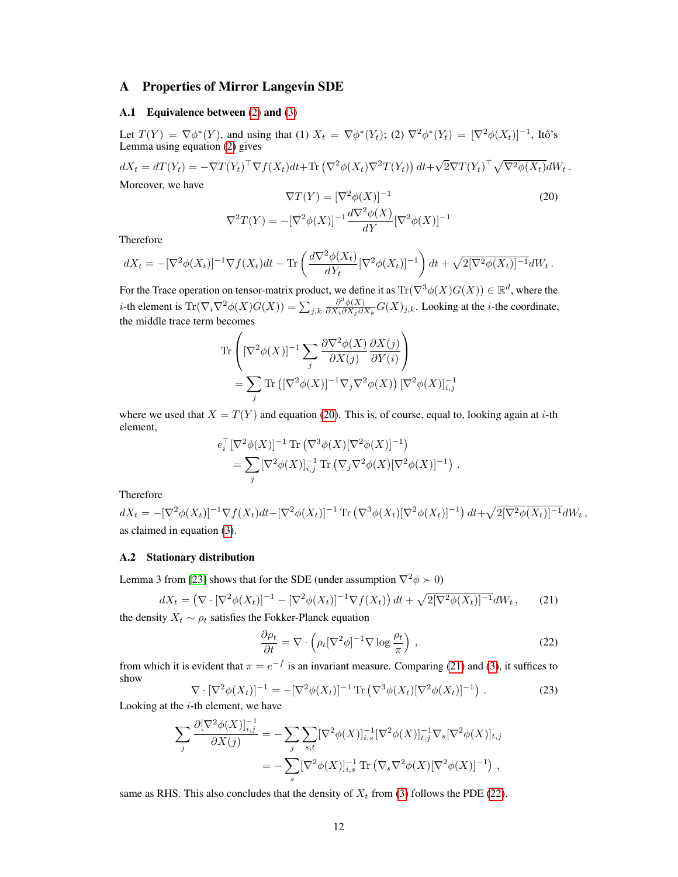# A Properties of Mirror Langevin SDE

## A.1 Equivalence between (2) and (3)

Let $T(Y) = \nabla\phi^*(Y)$, and using that (1) $X_t = \nabla\phi^*(Y_t)$; (2) $\nabla^2\phi^*(Y_t) = [\nabla^2\phi(X_t)]^{-1}$, Itô's Lemma using equation (2) gives

$$dX_t = dT(Y_t) = -\nabla T(Y_t)^\top \nabla f(X_t)dt + \mathrm{Tr}\left(\nabla^2\phi(X_t)\nabla^2 T(Y_t)\right)dt + \sqrt{2}\nabla T(Y_t)^\top \sqrt{\nabla^2\phi(X_t)}dW_t\,.$$

Moreover, we have

$$\nabla T(Y) = [\nabla^2\phi(X)]^{-1} \tag{20}$$

$$\nabla^2 T(Y) = -[\nabla^2\phi(X)]^{-1}\frac{d\nabla^2\phi(X)}{dY}[\nabla^2\phi(X)]^{-1}$$

Therefore

$$dX_t = -[\nabla^2\phi(X_t)]^{-1}\nabla f(X_t)dt - \mathrm{Tr}\left(\frac{d\nabla^2\phi(X_t)}{dY_t}[\nabla^2\phi(X_t)]^{-1}\right)dt + \sqrt{2[\nabla^2\phi(X_t)]^{-1}}dW_t\,.$$

For the Trace operation on tensor-matrix product, we define it as $\mathrm{Tr}(\nabla^3\phi(X)G(X)) \in \mathbb{R}^d$, where the $i$-th element is $\mathrm{Tr}(\nabla_i\nabla^2\phi(X)G(X)) = \sum_{j,k}\frac{\partial^3\phi(X)}{\partial X_i\partial X_j\partial X_k}G(X)_{j,k}$. Looking at the $i$-the coordinate, the middle trace term becomes

$$\begin{aligned}
&\mathrm{Tr}\left([\nabla^2\phi(X)]^{-1}\sum_j\frac{\partial\nabla^2\phi(X)}{\partial X(j)}\frac{\partial X(j)}{\partial Y(i)}\right)\\
&\quad= \sum_j \mathrm{Tr}\left([\nabla^2\phi(X)]^{-1}\nabla_j\nabla^2\phi(X)\right)[\nabla^2\phi(X)]^{-1}_{i,j}
\end{aligned}$$

where we used that $X = T(Y)$ and equation (20). This is, of course, equal to, looking again at $i$-th element,

$$\begin{aligned}
&e_i^\top[\nabla^2\phi(X)]^{-1}\,\mathrm{Tr}\left(\nabla^3\phi(X)[\nabla^2\phi(X)]^{-1}\right)\\
&\quad= \sum_j[\nabla^2\phi(X)]^{-1}_{i,j}\,\mathrm{Tr}\left(\nabla_j\nabla^2\phi(X)[\nabla^2\phi(X)]^{-1}\right)\,.
\end{aligned}$$

Therefore

$$dX_t = -[\nabla^2\phi(X_t)]^{-1}\nabla f(X_t)dt - [\nabla^2\phi(X_t)]^{-1}\,\mathrm{Tr}\left(\nabla^3\phi(X_t)[\nabla^2\phi(X_t)]^{-1}\right)dt + \sqrt{2[\nabla^2\phi(X_t)]^{-1}}dW_t\,,$$

as claimed in equation (3).

## A.2 Stationary distribution

Lemma 3 from [23] shows that for the SDE (under assumption $\nabla^2\phi \succ 0$)

$$dX_t = \left(\nabla\cdot[\nabla^2\phi(X_t)]^{-1} - [\nabla^2\phi(X_t)]^{-1}\nabla f(X_t)\right)dt + \sqrt{2[\nabla^2\phi(X_t)]^{-1}}dW_t\,, \tag{21}$$

the density $X_t \sim \rho_t$ satisfies the Fokker-Planck equation

$$\frac{\partial\rho_t}{\partial t} = \nabla\cdot\left(\rho_t[\nabla^2\phi]^{-1}\nabla\log\frac{\rho_t}{\pi}\right)\,, \tag{22}$$

from which it is evident that $\pi = e^{-f}$ is an invariant measure. Comparing (21) and (3), it suffices to show

$$\nabla\cdot[\nabla^2\phi(X_t)]^{-1} = -[\nabla^2\phi(X_t)]^{-1}\,\mathrm{Tr}\left(\nabla^3\phi(X_t)[\nabla^2\phi(X_t)]^{-1}\right)\,. \tag{23}$$

Looking at the $i$-th element, we have

$$\begin{aligned}
\sum_j\frac{\partial[\nabla^2\phi(X)]^{-1}_{i,j}}{\partial X(j)} &= -\sum_j\sum_{s,t}[\nabla^2\phi(X)]^{-1}_{i,s}[\nabla^2\phi(X)]^{-1}_{t,j}\nabla_s[\nabla^2\phi(X)]_{t,j}\\
&= -\sum_s[\nabla^2\phi(X)]^{-1}_{i,s}\,\mathrm{Tr}\left(\nabla_s\nabla^2\phi(X)[\nabla^2\phi(X)]^{-1}\right)\,,
\end{aligned}$$

same as RHS. This also concludes that the density of $X_t$ from (3) follows the PDE (22).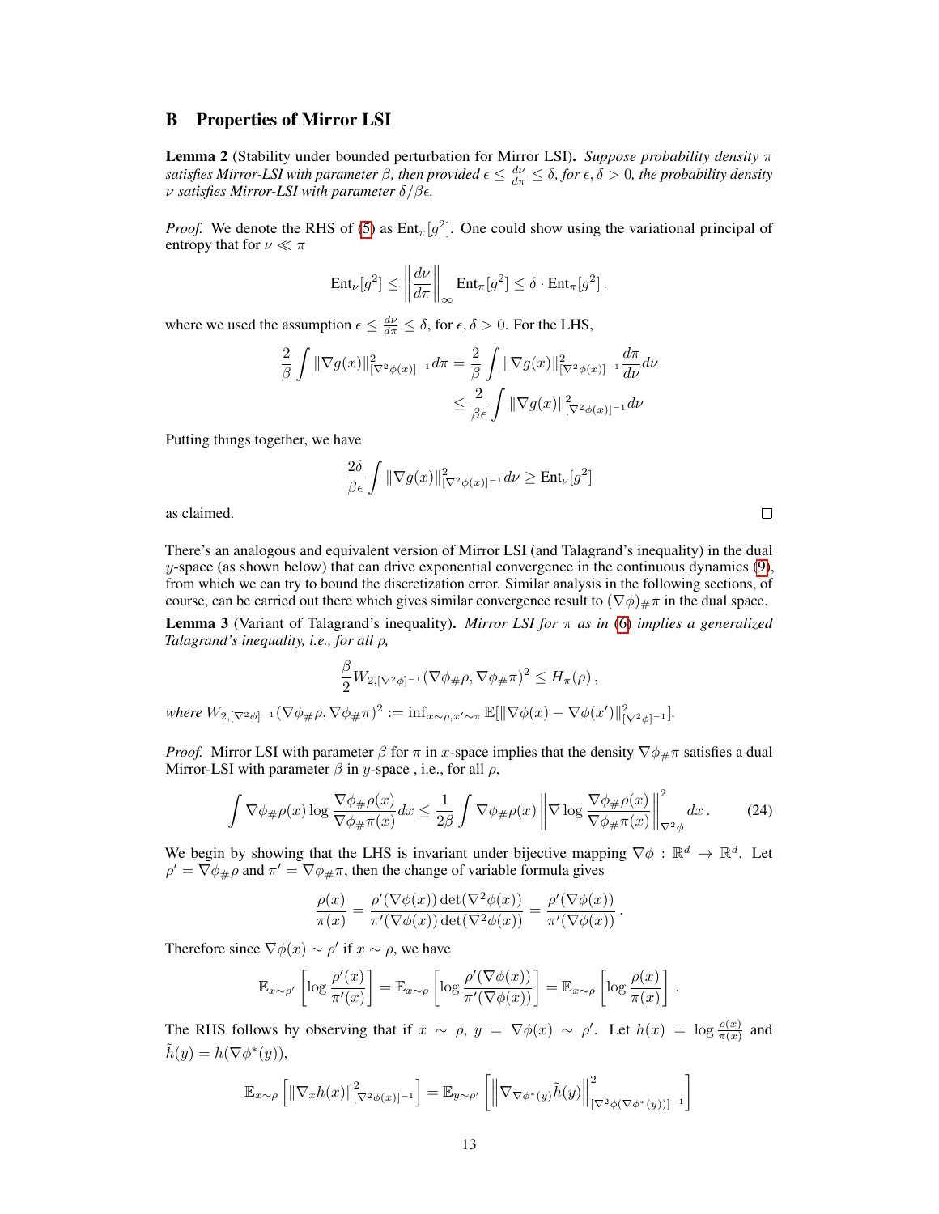# B Properties of Mirror LSI

**Lemma 2** (Stability under bounded perturbation for Mirror LSI). *Suppose probability density $\pi$ satisfies Mirror-LSI with parameter $\beta$, then provided $\epsilon \leq \frac{d\nu}{d\pi} \leq \delta$, for $\epsilon, \delta > 0$, the probability density $\nu$ satisfies Mirror-LSI with parameter $\delta/\beta\epsilon$.*

*Proof.* We denote the RHS of (5) as $\text{Ent}_\pi[g^2]$. One could show using the variational principal of entropy that for $\nu \ll \pi$

$$\text{Ent}_\nu[g^2] \leq \left\| \frac{d\nu}{d\pi} \right\|_\infty \text{Ent}_\pi[g^2] \leq \delta \cdot \text{Ent}_\pi[g^2] .$$

where we used the assumption $\epsilon \leq \frac{d\nu}{d\pi} \leq \delta$, for $\epsilon, \delta > 0$. For the LHS,

$$\begin{aligned}
\frac{2}{\beta} \int \|\nabla g(x)\|^2_{[\nabla^2\phi(x)]^{-1}} d\pi &= \frac{2}{\beta} \int \|\nabla g(x)\|^2_{[\nabla^2\phi(x)]^{-1}} \frac{d\pi}{d\nu} d\nu \\
&\leq \frac{2}{\beta\epsilon} \int \|\nabla g(x)\|^2_{[\nabla^2\phi(x)]^{-1}} d\nu
\end{aligned}$$

Putting things together, we have

$$\frac{2\delta}{\beta\epsilon} \int \|\nabla g(x)\|^2_{[\nabla^2\phi(x)]^{-1}} d\nu \geq \text{Ent}_\nu[g^2]$$

as claimed. $\square$

There's an analogous and equivalent version of Mirror LSI (and Talagrand's inequality) in the dual $y$-space (as shown below) that can drive exponential convergence in the continuous dynamics (9), from which we can try to bound the discretization error. Similar analysis in the following sections, of course, can be carried out there which gives similar convergence result to $(\nabla\phi)_\# \pi$ in the dual space.

**Lemma 3** (Variant of Talagrand's inequality). *Mirror LSI for $\pi$ as in (6) implies a generalized Talagrand's inequality, i.e., for all $\rho$,*

$$\frac{\beta}{2} W_{2,[\nabla^2\phi]^{-1}}(\nabla\phi_\# \rho, \nabla\phi_\# \pi)^2 \leq H_\pi(\rho) ,$$

*where $W_{2,[\nabla^2\phi]^{-1}}(\nabla\phi_\# \rho, \nabla\phi_\# \pi)^2 := \inf_{x \sim \rho, x' \sim \pi} \mathbb{E}[\|\nabla\phi(x) - \nabla\phi(x')\|^2_{[\nabla^2\phi]^{-1}}]$.*

*Proof.* Mirror LSI with parameter $\beta$ for $\pi$ in $x$-space implies that the density $\nabla\phi_\# \pi$ satisfies a dual Mirror-LSI with parameter $\beta$ in $y$-space , i.e., for all $\rho$,

$$\int \nabla\phi_\# \rho(x) \log \frac{\nabla\phi_\# \rho(x)}{\nabla\phi_\# \pi(x)} dx \leq \frac{1}{2\beta} \int \nabla\phi_\# \rho(x) \left\| \nabla \log \frac{\nabla\phi_\# \rho(x)}{\nabla\phi_\# \pi(x)} \right\|^2_{\nabla^2\phi} dx . \tag{24}$$

We begin by showing that the LHS is invariant under bijective mapping $\nabla\phi : \mathbb{R}^d \to \mathbb{R}^d$. Let $\rho' = \nabla\phi_\# \rho$ and $\pi' = \nabla\phi_\# \pi$, then the change of variable formula gives

$$\frac{\rho(x)}{\pi(x)} = \frac{\rho'(\nabla\phi(x)) \det(\nabla^2\phi(x))}{\pi'(\nabla\phi(x)) \det(\nabla^2\phi(x))} = \frac{\rho'(\nabla\phi(x))}{\pi'(\nabla\phi(x))} .$$

Therefore since $\nabla\phi(x) \sim \rho'$ if $x \sim \rho$, we have

$$\mathbb{E}_{x\sim\rho'} \left[ \log \frac{\rho'(x)}{\pi'(x)} \right] = \mathbb{E}_{x\sim\rho} \left[ \log \frac{\rho'(\nabla\phi(x))}{\pi'(\nabla\phi(x))} \right] = \mathbb{E}_{x\sim\rho} \left[ \log \frac{\rho(x)}{\pi(x)} \right] .$$

The RHS follows by observing that if $x \sim \rho$, $y = \nabla\phi(x) \sim \rho'$. Let $h(x) = \log \frac{\rho(x)}{\pi(x)}$ and $\tilde{h}(y) = h(\nabla\phi^*(y))$,

$$\mathbb{E}_{x\sim\rho} \left[ \|\nabla_x h(x)\|^2_{[\nabla^2\phi(x)]^{-1}} \right] = \mathbb{E}_{y\sim\rho'} \left[ \left\| \nabla_{\nabla\phi^*(y)} \tilde{h}(y) \right\|^2_{[\nabla^2\phi(\nabla\phi^*(y))]^{-1}} \right]$$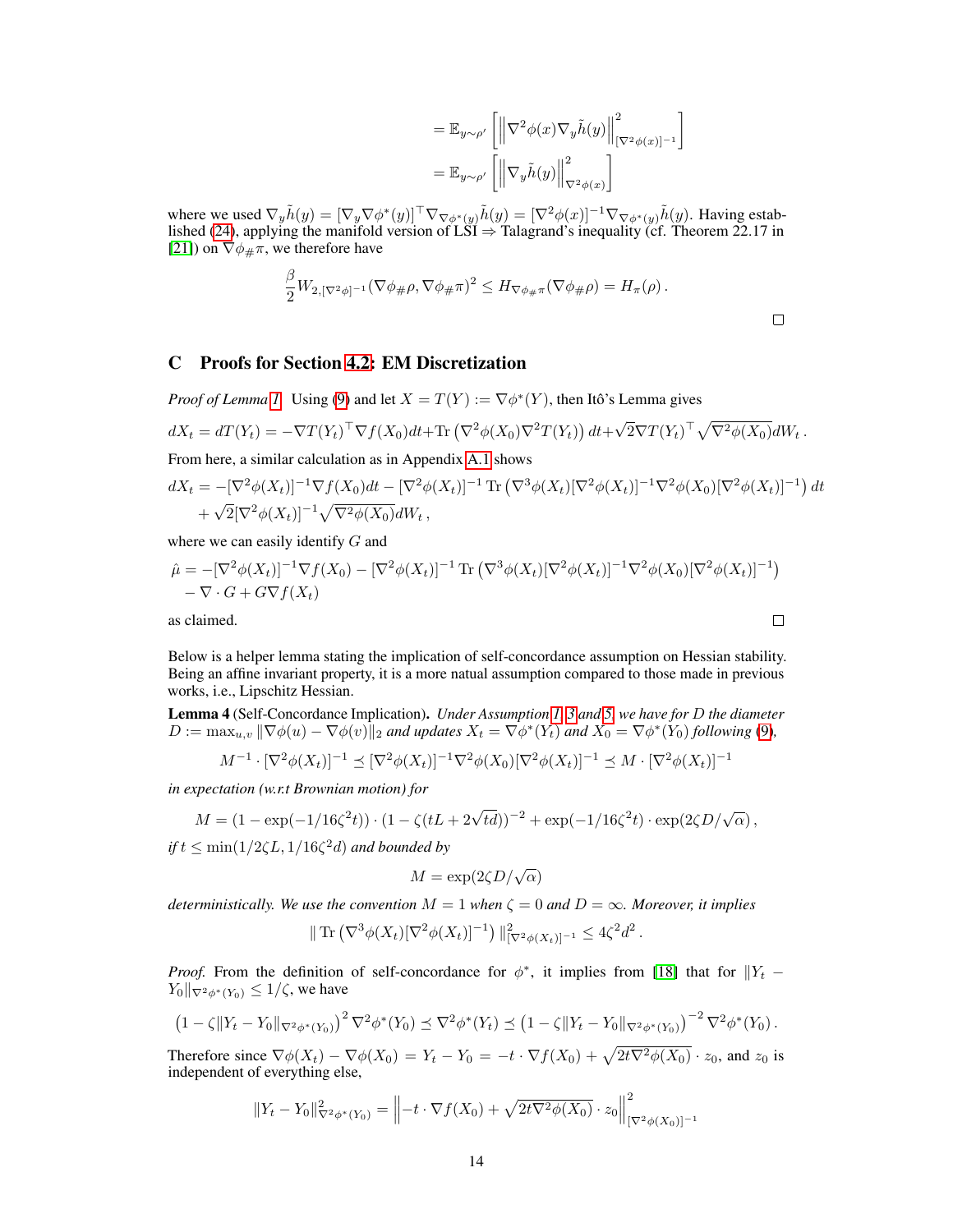$$= \mathbb{E}_{y\sim\rho'}\left[\left\|\nabla^2\phi(x)\nabla_y\tilde{h}(y)\right\|^2_{[\nabla^2\phi(x)]^{-1}}\right]$$

$$= \mathbb{E}_{y\sim\rho'}\left[\left\|\nabla_y\tilde{h}(y)\right\|^2_{\nabla^2\phi(x)}\right]$$

where we used $\nabla_y\tilde{h}(y) = [\nabla_y\nabla\phi^*(y)]^\top\nabla_{\nabla\phi^*(y)}\tilde{h}(y) = [\nabla^2\phi(x)]^{-1}\nabla_{\nabla\phi^*(y)}\tilde{h}(y)$. Having established (24), applying the manifold version of LSI $\Rightarrow$ Talagrand's inequality (cf. Theorem 22.17 in [21]) on $\nabla\phi_\#\pi$, we therefore have

$$\frac{\beta}{2}W_{2,[\nabla^2\phi]^{-1}}(\nabla\phi_\#\rho,\nabla\phi_\#\pi)^2 \le H_{\nabla\phi_\#\pi}(\nabla\phi_\#\rho) = H_\pi(\rho)\,.$$

□

## C Proofs for Section 4.2: EM Discretization

*Proof of Lemma 1.* Using (9) and let $X = T(Y) := \nabla\phi^*(Y)$, then Itô's Lemma gives

$$dX_t = dT(Y_t) = -\nabla T(Y_t)^\top\nabla f(X_0)dt + \mathrm{Tr}\left(\nabla^2\phi(X_0)\nabla^2 T(Y_t)\right)dt + \sqrt{2}\nabla T(Y_t)^\top\sqrt{\nabla^2\phi(X_0)}dW_t\,.$$

From here, a similar calculation as in Appendix A.1 shows

$$dX_t = -[\nabla^2\phi(X_t)]^{-1}\nabla f(X_0)dt - [\nabla^2\phi(X_t)]^{-1}\,\mathrm{Tr}\left(\nabla^3\phi(X_t)[\nabla^2\phi(X_t)]^{-1}\nabla^2\phi(X_0)[\nabla^2\phi(X_t)]^{-1}\right)dt$$
$$+\sqrt{2}[\nabla^2\phi(X_t)]^{-1}\sqrt{\nabla^2\phi(X_0)}dW_t\,,$$

where we can easily identify $G$ and

$$\hat{\mu} = -[\nabla^2\phi(X_t)]^{-1}\nabla f(X_0) - [\nabla^2\phi(X_t)]^{-1}\,\mathrm{Tr}\left(\nabla^3\phi(X_t)[\nabla^2\phi(X_t)]^{-1}\nabla^2\phi(X_0)[\nabla^2\phi(X_t)]^{-1}\right)$$
$$-\nabla\cdot G + G\nabla f(X_t)$$

as claimed. □

Below is a helper lemma stating the implication of self-concordance assumption on Hessian stability. Being an affine invariant property, it is a more natual assumption compared to those made in previous works, i.e., Lipschitz Hessian.

**Lemma 4** (Self-Concordance Implication)**.** *Under Assumption 1, 3 and 5, we have for $D$ the diameter $D := \max_{u,v}\|\nabla\phi(u) - \nabla\phi(v)\|_2$ and updates $X_t = \nabla\phi^*(Y_t)$ and $X_0 = \nabla\phi^*(Y_0)$ following (9),*

$$M^{-1}\cdot[\nabla^2\phi(X_t)]^{-1} \preceq [\nabla^2\phi(X_t)]^{-1}\nabla^2\phi(X_0)[\nabla^2\phi(X_t)]^{-1} \preceq M\cdot[\nabla^2\phi(X_t)]^{-1}$$

*in expectation (w.r.t Brownian motion) for*

$$M = (1-\exp(-1/16\zeta^2 t))\cdot(1-\zeta(tL+2\sqrt{td}))^{-2} + \exp(-1/16\zeta^2 t)\cdot\exp(2\zeta D/\sqrt{\alpha})\,,$$

*if $t \le \min(1/2\zeta L, 1/16\zeta^2 d)$ and bounded by*

$$M = \exp(2\zeta D/\sqrt{\alpha})$$

*deterministically. We use the convention $M = 1$ when $\zeta = 0$ and $D = \infty$. Moreover, it implies*

$$\|\,\mathrm{Tr}\left(\nabla^3\phi(X_t)[\nabla^2\phi(X_t)]^{-1}\right)\|^2_{[\nabla^2\phi(X_t)]^{-1}} \le 4\zeta^2 d^2\,.$$

*Proof.* From the definition of self-concordance for $\phi^*$, it implies from [18] that for $\|Y_t - Y_0\|_{\nabla^2\phi^*(Y_0)} \le 1/\zeta$, we have

$$\left(1-\zeta\|Y_t-Y_0\|_{\nabla^2\phi^*(Y_0)}\right)^2\nabla^2\phi^*(Y_0) \preceq \nabla^2\phi^*(Y_t) \preceq \left(1-\zeta\|Y_t-Y_0\|_{\nabla^2\phi^*(Y_0)}\right)^{-2}\nabla^2\phi^*(Y_0)\,.$$

Therefore since $\nabla\phi(X_t) - \nabla\phi(X_0) = Y_t - Y_0 = -t\cdot\nabla f(X_0) + \sqrt{2t\nabla^2\phi(X_0)}\cdot z_0$, and $z_0$ is independent of everything else,

$$\|Y_t - Y_0\|^2_{\nabla^2\phi^*(Y_0)} = \left\|-t\cdot\nabla f(X_0) + \sqrt{2t\nabla^2\phi(X_0)}\cdot z_0\right\|^2_{[\nabla^2\phi(X_0)]^{-1}}$$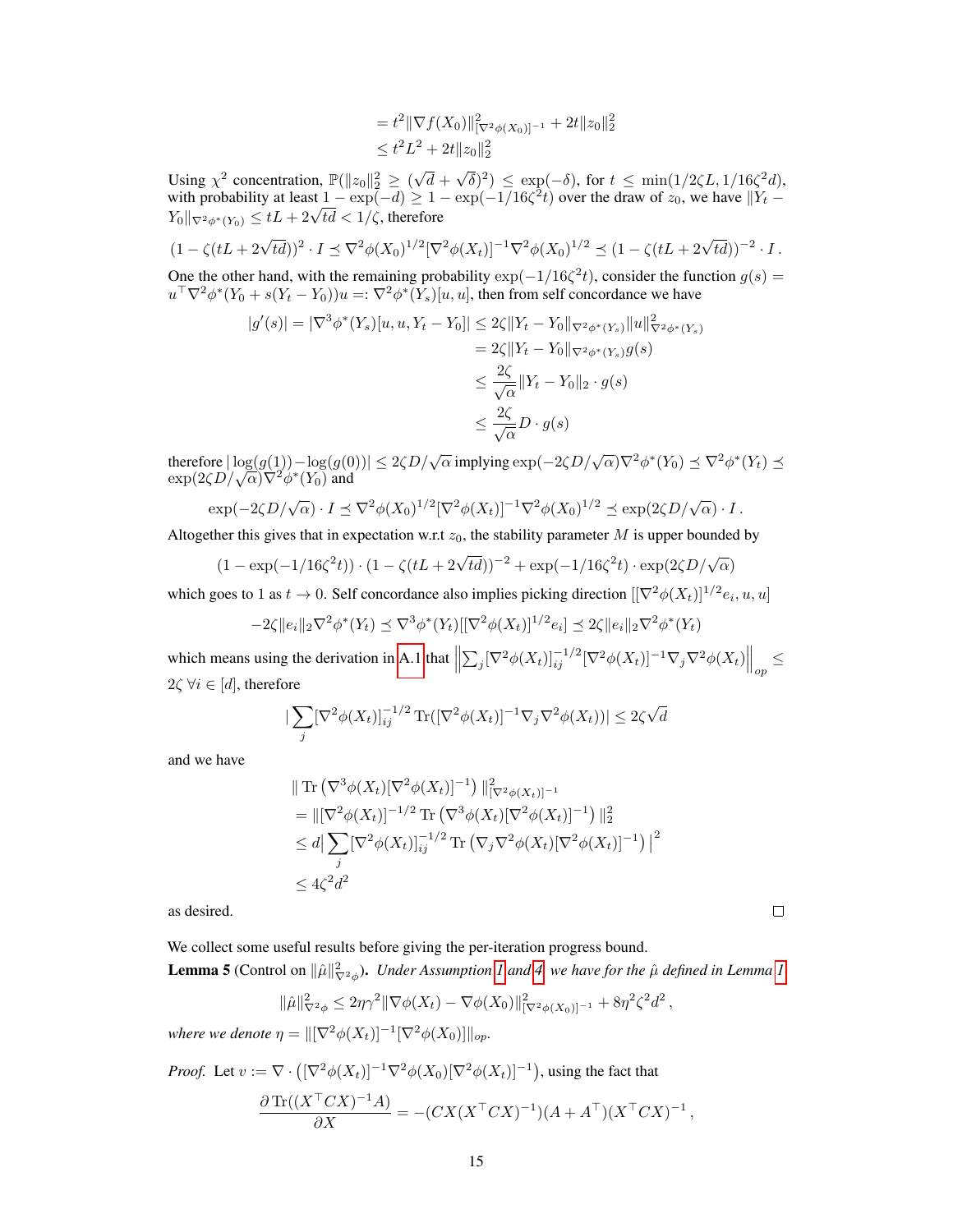$$= t^2\|\nabla f(X_0)\|^2_{[\nabla^2\phi(X_0)]^{-1}} + 2t\|z_0\|_2^2$$
$$\le t^2L^2 + 2t\|z_0\|_2^2$$

Using $\chi^2$ concentration, $\mathbb{P}(\|z_0\|_2^2 \ge (\sqrt{d}+\sqrt{\delta})^2) \le \exp(-\delta)$, for $t \le \min(1/2\zeta L, 1/16\zeta^2 d)$, with probability at least $1-\exp(-d) \ge 1-\exp(-1/16\zeta^2 t)$ over the draw of $z_0$, we have $\|Y_t - Y_0\|_{\nabla^2\phi^*(Y_0)} \le tL + 2\sqrt{td} < 1/\zeta$, therefore

$$(1-\zeta(tL+2\sqrt{td}))^2 \cdot I \preceq \nabla^2\phi(X_0)^{1/2}[\nabla^2\phi(X_t)]^{-1}\nabla^2\phi(X_0)^{1/2} \preceq (1-\zeta(tL+2\sqrt{td}))^{-2}\cdot I\,.$$

One the other hand, with the remaining probability $\exp(-1/16\zeta^2 t)$, consider the function $g(s) = u^\top\nabla^2\phi^*(Y_0 + s(Y_t - Y_0))u =: \nabla^2\phi^*(Y_s)[u,u]$, then from self concordance we have

$$\begin{aligned}
|g'(s)| = |\nabla^3\phi^*(Y_s)[u,u,Y_t - Y_0]| &\le 2\zeta\|Y_t - Y_0\|_{\nabla^2\phi^*(Y_s)}\|u\|^2_{\nabla^2\phi^*(Y_s)} \\
&= 2\zeta\|Y_t - Y_0\|_{\nabla^2\phi^*(Y_s)} g(s) \\
&\le \frac{2\zeta}{\sqrt{\alpha}}\|Y_t - Y_0\|_2 \cdot g(s) \\
&\le \frac{2\zeta}{\sqrt{\alpha}} D\cdot g(s)
\end{aligned}$$

therefore $|\log(g(1)) - \log(g(0))| \le 2\zeta D/\sqrt{\alpha}$ implying $\exp(-2\zeta D/\sqrt{\alpha})\nabla^2\phi^*(Y_0) \preceq \nabla^2\phi^*(Y_t) \preceq \exp(2\zeta D/\sqrt{\alpha})\nabla^2\phi^*(Y_0)$ and

$$\exp(-2\zeta D/\sqrt{\alpha})\cdot I \preceq \nabla^2\phi(X_0)^{1/2}[\nabla^2\phi(X_t)]^{-1}\nabla^2\phi(X_0)^{1/2} \preceq \exp(2\zeta D/\sqrt{\alpha})\cdot I\,.$$

Altogether this gives that in expectation w.r.t $z_0$, the stability parameter $M$ is upper bounded by

$$(1-\exp(-1/16\zeta^2 t))\cdot(1-\zeta(tL+2\sqrt{td}))^{-2} + \exp(-1/16\zeta^2 t)\cdot\exp(2\zeta D/\sqrt{\alpha})$$

which goes to 1 as $t\to 0$. Self concordance also implies picking direction $[[\nabla^2\phi(X_t)]^{1/2}e_i, u, u]$

$$-2\zeta\|e_i\|_2\nabla^2\phi^*(Y_t) \preceq \nabla^3\phi^*(Y_t)[[\nabla^2\phi(X_t)]^{1/2}e_i] \preceq 2\zeta\|e_i\|_2\nabla^2\phi^*(Y_t)$$

which means using the derivation in A.1 that $\left\|\sum_j[\nabla^2\phi(X_t)]_{ij}^{-1/2}[\nabla^2\phi(X_t)]^{-1}\nabla_j\nabla^2\phi(X_t)\right\|_{op} \le 2\zeta\ \forall i\in[d]$, therefore

$$|\sum_j[\nabla^2\phi(X_t)]_{ij}^{-1/2}\operatorname{Tr}([\nabla^2\phi(X_t)]^{-1}\nabla_j\nabla^2\phi(X_t))| \le 2\zeta\sqrt{d}$$

and we have

$$\begin{aligned}
&\|\operatorname{Tr}\left(\nabla^3\phi(X_t)[\nabla^2\phi(X_t)]^{-1}\right)\|^2_{[\nabla^2\phi(X_t)]^{-1}} \\
&= \|[\nabla^2\phi(X_t)]^{-1/2}\operatorname{Tr}\left(\nabla^3\phi(X_t)[\nabla^2\phi(X_t)]^{-1}\right)\|_2^2 \\
&\le d|\sum_j[\nabla^2\phi(X_t)]_{ij}^{-1/2}\operatorname{Tr}\left(\nabla_j\nabla^2\phi(X_t)[\nabla^2\phi(X_t)]^{-1}\right)|^2 \\
&\le 4\zeta^2 d^2
\end{aligned}$$

as desired. □

We collect some useful results before giving the per-iteration progress bound.

**Lemma 5** (Control on $\|\hat{\mu}\|^2_{\nabla^2\phi}$). *Under Assumption 1 and 4, we have for the $\hat{\mu}$ defined in Lemma 1*

$$\|\hat{\mu}\|^2_{\nabla^2\phi} \le 2\eta\gamma^2\|\nabla\phi(X_t) - \nabla\phi(X_0)\|^2_{[\nabla^2\phi(X_0)]^{-1}} + 8\eta^2\zeta^2 d^2\,,$$

*where we denote $\eta = \|[\nabla^2\phi(X_t)]^{-1}[\nabla^2\phi(X_0)]\|_{op}$.*

*Proof.* Let $v := \nabla\cdot\left([\nabla^2\phi(X_t)]^{-1}\nabla^2\phi(X_0)[\nabla^2\phi(X_t)]^{-1}\right)$, using the fact that

$$\frac{\partial\operatorname{Tr}((X^\top CX)^{-1}A)}{\partial X} = -(CX(X^\top CX)^{-1})(A+A^\top)(X^\top CX)^{-1}\,,$$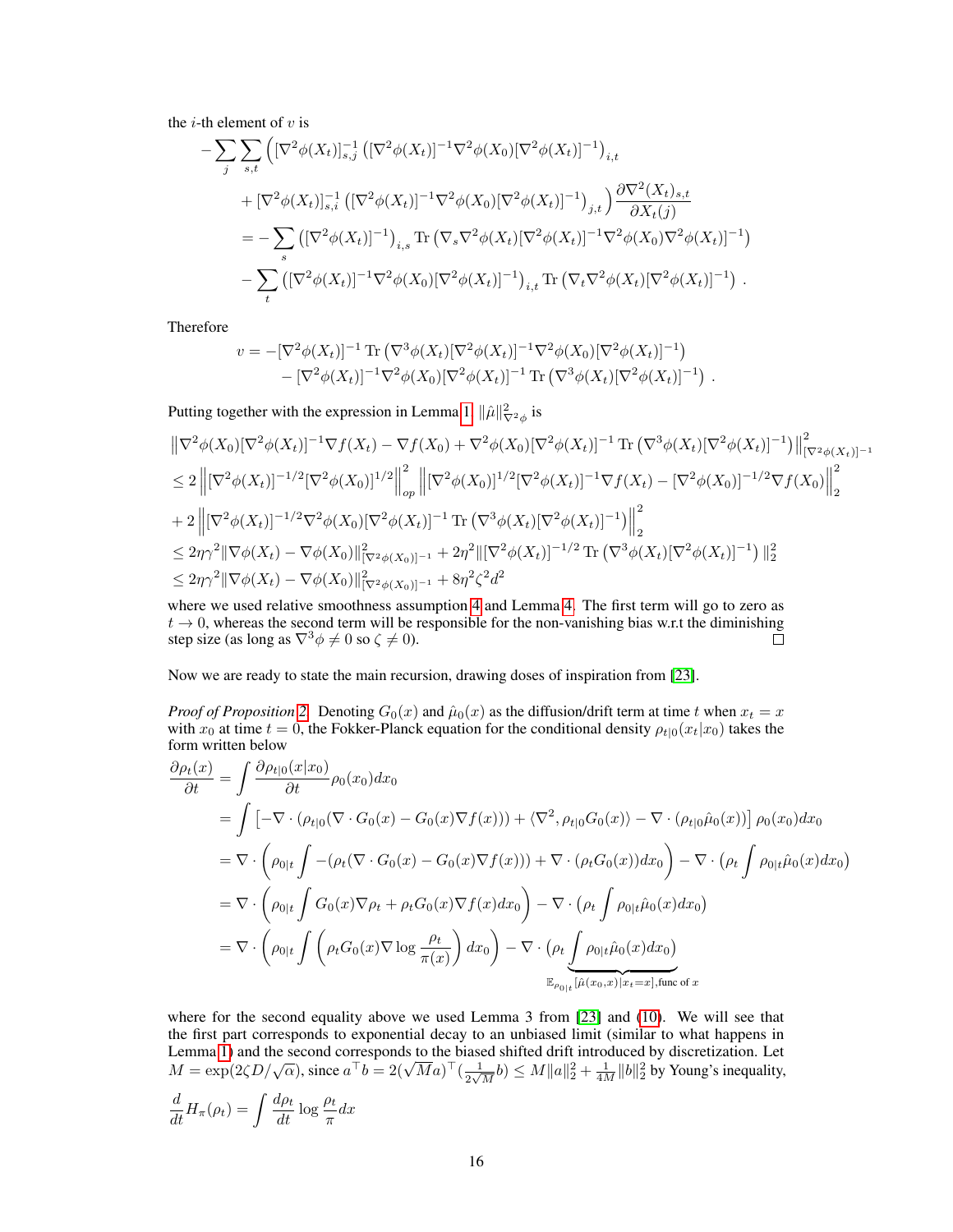the $i$-th element of $v$ is

$$
\begin{aligned}
-\sum_j \sum_{s,t} \Big( & [\nabla^2\phi(X_t)]^{-1}_{s,j} \left( [\nabla^2\phi(X_t)]^{-1} \nabla^2\phi(X_0) [\nabla^2\phi(X_t)]^{-1} \right)_{i,t} \\
& + [\nabla^2\phi(X_t)]^{-1}_{s,i} \left( [\nabla^2\phi(X_t)]^{-1} \nabla^2\phi(X_0) [\nabla^2\phi(X_t)]^{-1} \right)_{j,t} \Big) \frac{\partial \nabla^2 (X_t)_{s,t}}{\partial X_t(j)} \\
&= -\sum_s \left( [\nabla^2\phi(X_t)]^{-1} \right)_{i,s} \operatorname{Tr}\left( \nabla_s \nabla^2\phi(X_t) [\nabla^2\phi(X_t)]^{-1} \nabla^2\phi(X_0) \nabla^2\phi(X_t)]^{-1} \right) \\
& \quad - \sum_t \left( [\nabla^2\phi(X_t)]^{-1} \nabla^2\phi(X_0) [\nabla^2\phi(X_t)]^{-1} \right)_{i,t} \operatorname{Tr}\left( \nabla_t \nabla^2\phi(X_t) [\nabla^2\phi(X_t)]^{-1} \right) .
\end{aligned}
$$

Therefore

$$
\begin{aligned}
v = & -[\nabla^2\phi(X_t)]^{-1} \operatorname{Tr}\left( \nabla^3\phi(X_t) [\nabla^2\phi(X_t)]^{-1} \nabla^2\phi(X_0) [\nabla^2\phi(X_t)]^{-1} \right) \\
& - [\nabla^2\phi(X_t)]^{-1} \nabla^2\phi(X_0) [\nabla^2\phi(X_t)]^{-1} \operatorname{Tr}\left( \nabla^3\phi(X_t) [\nabla^2\phi(X_t)]^{-1} \right) .
\end{aligned}
$$

Putting together with the expression in Lemma 1 $\|\hat{\mu}\|^2_{\nabla^2\phi}$ is

$$
\begin{aligned}
& \left\| \nabla^2\phi(X_0) [\nabla^2\phi(X_t)]^{-1} \nabla f(X_t) - \nabla f(X_0) + \nabla^2\phi(X_0) [\nabla^2\phi(X_t)]^{-1} \operatorname{Tr}\left( \nabla^3\phi(X_t) [\nabla^2\phi(X_t)]^{-1} \right) \right\|^2_{[\nabla^2\phi(X_t)]^{-1}} \\
& \le 2 \left\| [\nabla^2\phi(X_t)]^{-1/2} [\nabla^2\phi(X_0)]^{1/2} \right\|^2_{op} \left\| [\nabla^2\phi(X_0)]^{1/2} [\nabla^2\phi(X_t)]^{-1} \nabla f(X_t) - [\nabla^2\phi(X_0)]^{-1/2} \nabla f(X_0) \right\|^2_2 \\
& + 2 \left\| [\nabla^2\phi(X_t)]^{-1/2} \nabla^2\phi(X_0) [\nabla^2\phi(X_t)]^{-1} \operatorname{Tr}\left( \nabla^3\phi(X_t) [\nabla^2\phi(X_t)]^{-1} \right) \right\|^2_2 \\
& \le 2\eta\gamma^2 \|\nabla\phi(X_t) - \nabla\phi(X_0)\|^2_{[\nabla^2\phi(X_0)]^{-1}} + 2\eta^2 \|[\nabla^2\phi(X_t)]^{-1/2} \operatorname{Tr}\left( \nabla^3\phi(X_t) [\nabla^2\phi(X_t)]^{-1} \right) \|^2_2 \\
& \le 2\eta\gamma^2 \|\nabla\phi(X_t) - \nabla\phi(X_0)\|^2_{[\nabla^2\phi(X_0)]^{-1}} + 8\eta^2\zeta^2 d^2
\end{aligned}
$$

where we used relative smoothness assumption 4 and Lemma 4. The first term will go to zero as $t \to 0$, whereas the second term will be responsible for the non-vanishing bias w.r.t the diminishing step size (as long as $\nabla^3\phi \neq 0$ so $\zeta \neq 0$). □

Now we are ready to state the main recursion, drawing doses of inspiration from [23].

*Proof of Proposition 2.* Denoting $G_0(x)$ and $\hat{\mu}_0(x)$ as the diffusion/drift term at time $t$ when $x_t = x$ with $x_0$ at time $t = 0$, the Fokker-Planck equation for the conditional density $\rho_{t|0}(x_t|x_0)$ takes the form written below

$$
\begin{aligned}
\frac{\partial \rho_t(x)}{\partial t} &= \int \frac{\partial \rho_{t|0}(x|x_0)}{\partial t} \rho_0(x_0) dx_0 \\
&= \int \left[ -\nabla \cdot (\rho_{t|0}(\nabla \cdot G_0(x) - G_0(x)\nabla f(x))) + \langle \nabla^2, \rho_{t|0} G_0(x) \rangle - \nabla \cdot (\rho_{t|0} \hat{\mu}_0(x)) \right] \rho_0(x_0) dx_0 \\
&= \nabla \cdot \left( \rho_{0|t} \int -(\rho_t(\nabla \cdot G_0(x) - G_0(x)\nabla f(x))) + \nabla \cdot (\rho_t G_0(x)) dx_0 \right) - \nabla \cdot \left( \rho_t \int \rho_{0|t} \hat{\mu}_0(x) dx_0 \right) \\
&= \nabla \cdot \left( \rho_{0|t} \int G_0(x) \nabla \rho_t + \rho_t G_0(x) \nabla f(x) dx_0 \right) - \nabla \cdot \left( \rho_t \int \rho_{0|t} \hat{\mu}_0(x) dx_0 \right) \\
&= \nabla \cdot \left( \rho_{0|t} \int \left( \rho_t G_0(x) \nabla \log \frac{\rho_t}{\pi(x)} \right) dx_0 \right) - \nabla \cdot \Big( \rho_t \underbrace{\int \rho_{0|t} \hat{\mu}_0(x) dx_0}_{\mathbb{E}_{\rho_{0|t}}[\hat{\mu}(x_0, x) | x_t = x], \text{func of } x} \Big)
\end{aligned}
$$

where for the second equality above we used Lemma 3 from [23] and (10). We will see that the first part corresponds to exponential decay to an unbiased limit (similar to what happens in Lemma 1) and the second corresponds to the biased shifted drift introduced by discretization. Let $M = \exp(2\zeta D/\sqrt{\alpha})$, since $a^\top b = 2(\sqrt{M}a)^\top (\frac{1}{2\sqrt{M}} b) \le M\|a\|^2_2 + \frac{1}{4M}\|b\|^2_2$ by Young's inequality,

$$
\frac{d}{dt} H_\pi(\rho_t) = \int \frac{d\rho_t}{dt} \log \frac{\rho_t}{\pi} dx
$$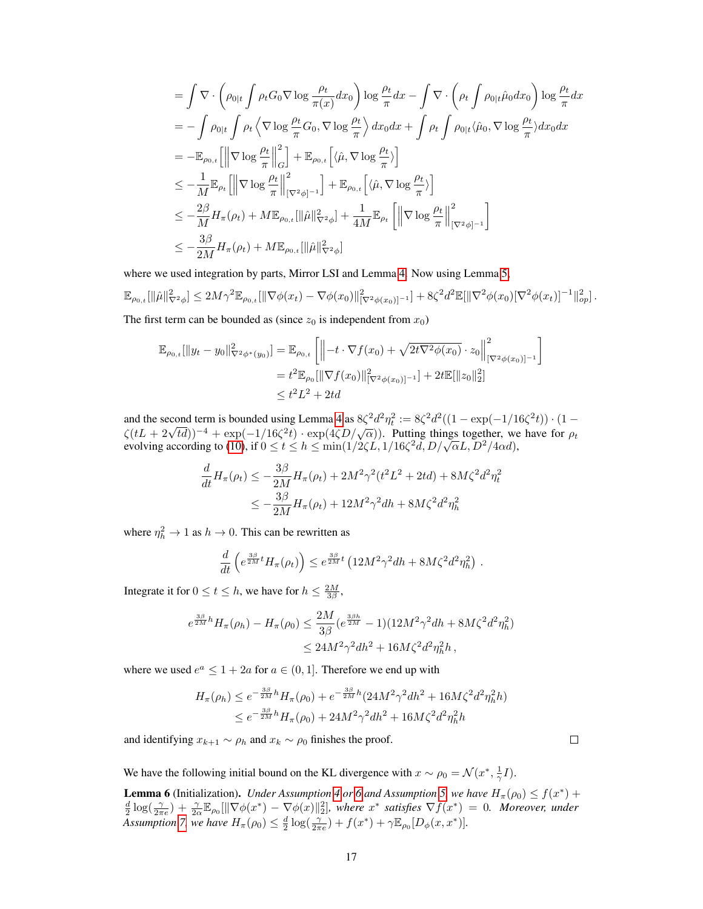$$
\begin{aligned}
&= \int \nabla \cdot \left( \rho_{0|t} \int \rho_t G_0 \nabla \log \frac{\rho_t}{\pi(x)} dx_0 \right) \log \frac{\rho_t}{\pi} dx - \int \nabla \cdot \left( \rho_t \int \rho_{0|t} \hat{\mu}_0 dx_0 \right) \log \frac{\rho_t}{\pi} dx \\
&= - \int \rho_{0|t} \int \rho_t \left\langle \nabla \log \frac{\rho_t}{\pi} G_0, \nabla \log \frac{\rho_t}{\pi} \right\rangle dx_0 dx + \int \rho_t \int \rho_{0|t} \langle \hat{\mu}_0, \nabla \log \frac{\rho_t}{\pi} \rangle dx_0 dx \\
&= -\mathbb{E}_{\rho_{0,t}} \left[ \left\| \nabla \log \frac{\rho_t}{\pi} \right\|_G^2 \right] + \mathbb{E}_{\rho_{0,t}} \left[ \langle \hat{\mu}, \nabla \log \frac{\rho_t}{\pi} \rangle \right] \\
&\leq -\frac{1}{M} \mathbb{E}_{\rho_t} \left[ \left\| \nabla \log \frac{\rho_t}{\pi} \right\|^2_{[\nabla^2 \phi]^{-1}} \right] + \mathbb{E}_{\rho_{0,t}} \left[ \langle \hat{\mu}, \nabla \log \frac{\rho_t}{\pi} \rangle \right] \\
&\leq -\frac{2\beta}{M} H_\pi(\rho_t) + M \mathbb{E}_{\rho_{0,t}} [\|\hat{\mu}\|^2_{\nabla^2 \phi}] + \frac{1}{4M} \mathbb{E}_{\rho_t} \left[ \left\| \nabla \log \frac{\rho_t}{\pi} \right\|^2_{[\nabla^2 \phi]^{-1}} \right] \\
&\leq -\frac{3\beta}{2M} H_\pi(\rho_t) + M \mathbb{E}_{\rho_{0,t}} [\|\hat{\mu}\|^2_{\nabla^2 \phi}]
\end{aligned}
$$

where we used integration by parts, Mirror LSI and Lemma 4. Now using Lemma 5,

$$
\mathbb{E}_{\rho_{0,t}} [\|\hat{\mu}\|^2_{\nabla^2 \phi}] \leq 2M\gamma^2 \mathbb{E}_{\rho_{0,t}} [\|\nabla \phi(x_t) - \nabla \phi(x_0)\|^2_{[\nabla^2 \phi(x_0)]^{-1}}] + 8\zeta^2 d^2 \mathbb{E}[\|\nabla^2 \phi(x_0) [\nabla^2 \phi(x_t)]^{-1}\|^2_{op}] \,.
$$

The first term can be bounded as (since $z_0$ is independent from $x_0$)

$$
\begin{aligned}
\mathbb{E}_{\rho_{0,t}} [\|y_t - y_0\|^2_{\nabla^2 \phi^*(y_0)}] &= \mathbb{E}_{\rho_{0,t}} \left[ \left\| -t \cdot \nabla f(x_0) + \sqrt{2t \nabla^2 \phi(x_0)} \cdot z_0 \right\|^2_{[\nabla^2 \phi(x_0)]^{-1}} \right] \\
&= t^2 \mathbb{E}_{\rho_0} [\|\nabla f(x_0)\|^2_{[\nabla^2 \phi(x_0)]^{-1}}] + 2t \mathbb{E}[\|z_0\|_2^2] \\
&\leq t^2 L^2 + 2td
\end{aligned}
$$

and the second term is bounded using Lemma 4 as $8\zeta^2 d^2 \eta_t^2 := 8\zeta^2 d^2 ((1 - \exp(-1/16\zeta^2 t)) \cdot (1 - \zeta(tL + 2\sqrt{td}))^{-4} + \exp(-1/16\zeta^2 t) \cdot \exp(4\zeta D/\sqrt{\alpha}))$. Putting things together, we have for $\rho_t$ evolving according to (10), if $0 \leq t \leq h \leq \min(1/2\zeta L, 1/16\zeta^2 d, D/\sqrt{\alpha}L, D^2/4\alpha d)$,

$$
\begin{aligned}
\frac{d}{dt} H_\pi(\rho_t) &\leq -\frac{3\beta}{2M} H_\pi(\rho_t) + 2M^2 \gamma^2 (t^2 L^2 + 2td) + 8M\zeta^2 d^2 \eta_t^2 \\
&\leq -\frac{3\beta}{2M} H_\pi(\rho_t) + 12M^2 \gamma^2 dh + 8M\zeta^2 d^2 \eta_h^2
\end{aligned}
$$

where $\eta_h^2 \to 1$ as $h \to 0$. This can be rewritten as

$$
\frac{d}{dt} \left( e^{\frac{3\beta}{2M} t} H_\pi(\rho_t) \right) \leq e^{\frac{3\beta}{2M} t} \left( 12M^2 \gamma^2 dh + 8M\zeta^2 d^2 \eta_h^2 \right) \,.
$$

Integrate it for $0 \leq t \leq h$, we have for $h \leq \frac{2M}{3\beta}$,

$$
\begin{aligned}
e^{\frac{3\beta}{2M} h} H_\pi(\rho_h) - H_\pi(\rho_0) &\leq \frac{2M}{3\beta} (e^{\frac{3\beta h}{2M}} - 1)(12M^2 \gamma^2 dh + 8M\zeta^2 d^2 \eta_h^2) \\
&\leq 24M^2 \gamma^2 dh^2 + 16M\zeta^2 d^2 \eta_h^2 h \,,
\end{aligned}
$$

where we used $e^a \leq 1 + 2a$ for $a \in (0, 1]$. Therefore we end up with

$$
\begin{aligned}
H_\pi(\rho_h) &\leq e^{-\frac{3\beta}{2M} h} H_\pi(\rho_0) + e^{-\frac{3\beta}{2M} h} (24M^2 \gamma^2 dh^2 + 16M\zeta^2 d^2 \eta_h^2 h) \\
&\leq e^{-\frac{3\beta}{2M} h} H_\pi(\rho_0) + 24M^2 \gamma^2 dh^2 + 16M\zeta^2 d^2 \eta_h^2 h
\end{aligned}
$$

and identifying $x_{k+1} \sim \rho_h$ and $x_k \sim \rho_0$ finishes the proof. □

We have the following initial bound on the KL divergence with $x \sim \rho_0 = \mathcal{N}(x^*, \frac{1}{\gamma} I)$.

**Lemma 6** (Initialization)**.** *Under Assumption 4 or 6 and Assumption 5, we have $H_\pi(\rho_0) \leq f(x^*) + \frac{d}{2} \log(\frac{\gamma}{2\pi e}) + \frac{\gamma}{2\alpha} \mathbb{E}_{\rho_0} [\|\nabla \phi(x^*) - \nabla \phi(x)\|_2^2]$, where $x^*$ satisfies $\nabla f(x^*) = 0$. Moreover, under Assumption 7, we have $H_\pi(\rho_0) \leq \frac{d}{2} \log(\frac{\gamma}{2\pi e}) + f(x^*) + \gamma \mathbb{E}_{\rho_0} [D_\phi(x, x^*)]$.*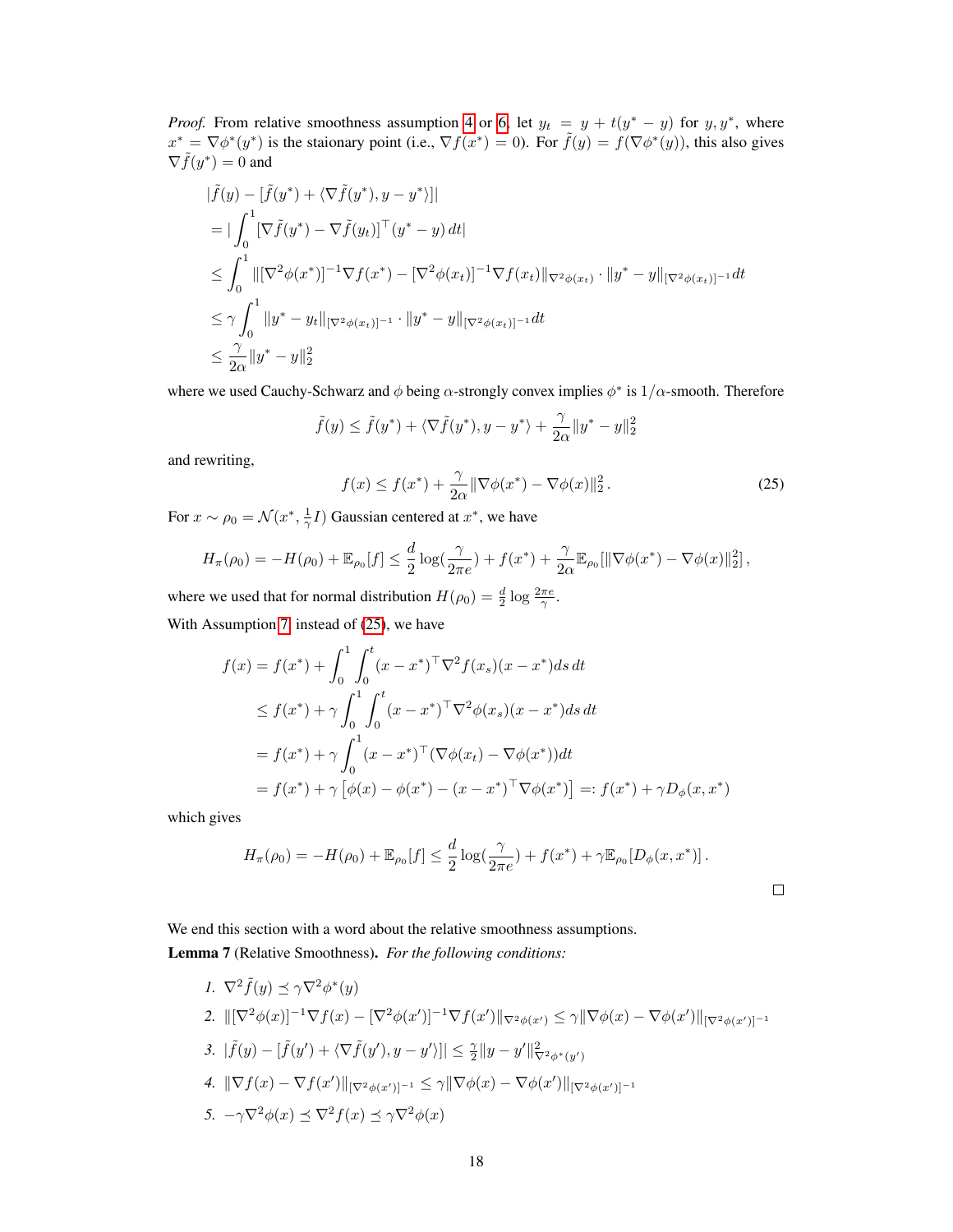*Proof.* From relative smoothness assumption 4 or 6, let $y_t = y + t(y^* - y)$ for $y, y^*$, where $x^* = \nabla\phi^*(y^*)$ is the staionary point (i.e., $\nabla f(x^*) = 0$). For $\tilde{f}(y) = f(\nabla\phi^*(y))$, this also gives $\nabla\tilde{f}(y^*) = 0$ and

$$
\begin{aligned}
&|\tilde{f}(y) - [\tilde{f}(y^*) + \langle\nabla\tilde{f}(y^*), y - y^*\rangle]| \\
&= |\int_0^1 [\nabla\tilde{f}(y^*) - \nabla\tilde{f}(y_t)]^\top (y^* - y)\, dt| \\
&\leq \int_0^1 \|[\nabla^2\phi(x^*)]^{-1}\nabla f(x^*) - [\nabla^2\phi(x_t)]^{-1}\nabla f(x_t)\|_{\nabla^2\phi(x_t)} \cdot \|y^* - y\|_{[\nabla^2\phi(x_t)]^{-1}} dt \\
&\leq \gamma \int_0^1 \|y^* - y_t\|_{[\nabla^2\phi(x_t)]^{-1}} \cdot \|y^* - y\|_{[\nabla^2\phi(x_t)]^{-1}} dt \\
&\leq \frac{\gamma}{2\alpha}\|y^* - y\|_2^2
\end{aligned}
$$

where we used Cauchy-Schwarz and $\phi$ being $\alpha$-strongly convex implies $\phi^*$ is $1/\alpha$-smooth. Therefore

$$
\tilde{f}(y) \leq \tilde{f}(y^*) + \langle\nabla\tilde{f}(y^*), y - y^*\rangle + \frac{\gamma}{2\alpha}\|y^* - y\|_2^2
$$

and rewriting,

$$
f(x) \leq f(x^*) + \frac{\gamma}{2\alpha}\|\nabla\phi(x^*) - \nabla\phi(x)\|_2^2. \tag{25}
$$

For $x \sim \rho_0 = \mathcal{N}(x^*, \frac{1}{\gamma}I)$ Gaussian centered at $x^*$, we have

$$
H_\pi(\rho_0) = -H(\rho_0) + \mathbb{E}_{\rho_0}[f] \leq \frac{d}{2}\log(\frac{\gamma}{2\pi e}) + f(x^*) + \frac{\gamma}{2\alpha}\mathbb{E}_{\rho_0}[\|\nabla\phi(x^*) - \nabla\phi(x)\|_2^2],
$$

where we used that for normal distribution $H(\rho_0) = \frac{d}{2}\log\frac{2\pi e}{\gamma}$.

With Assumption 7 instead of (25), we have

$$
\begin{aligned}
f(x) &= f(x^*) + \int_0^1\int_0^t (x - x^*)^\top \nabla^2 f(x_s)(x - x^*) ds\, dt \\
&\leq f(x^*) + \gamma\int_0^1\int_0^t (x - x^*)^\top \nabla^2\phi(x_s)(x - x^*) ds\, dt \\
&= f(x^*) + \gamma\int_0^1 (x - x^*)^\top(\nabla\phi(x_t) - \nabla\phi(x^*)) dt \\
&= f(x^*) + \gamma\left[\phi(x) - \phi(x^*) - (x - x^*)^\top\nabla\phi(x^*)\right] =: f(x^*) + \gamma D_\phi(x, x^*)
\end{aligned}
$$

which gives

$$
H_\pi(\rho_0) = -H(\rho_0) + \mathbb{E}_{\rho_0}[f] \leq \frac{d}{2}\log(\frac{\gamma}{2\pi e}) + f(x^*) + \gamma\mathbb{E}_{\rho_0}[D_\phi(x, x^*)].
$$

□

We end this section with a word about the relative smoothness assumptions.

**Lemma 7** (Relative Smoothness). *For the following conditions:*

1. $\nabla^2\tilde{f}(y) \preceq \gamma\nabla^2\phi^*(y)$
2. $\|[\nabla^2\phi(x)]^{-1}\nabla f(x) - [\nabla^2\phi(x')]^{-1}\nabla f(x')\|_{\nabla^2\phi(x')} \leq \gamma\|\nabla\phi(x) - \nabla\phi(x')\|_{[\nabla^2\phi(x')]^{-1}}$
3. $|\tilde{f}(y) - [\tilde{f}(y') + \langle\nabla\tilde{f}(y'), y - y'\rangle]| \leq \frac{\gamma}{2}\|y - y'\|^2_{\nabla^2\phi^*(y')}$
4. $\|\nabla f(x) - \nabla f(x')\|_{[\nabla^2\phi(x')]^{-1}} \leq \gamma\|\nabla\phi(x) - \nabla\phi(x')\|_{[\nabla^2\phi(x')]^{-1}}$
5. $-\gamma\nabla^2\phi(x) \preceq \nabla^2 f(x) \preceq \gamma\nabla^2\phi(x)$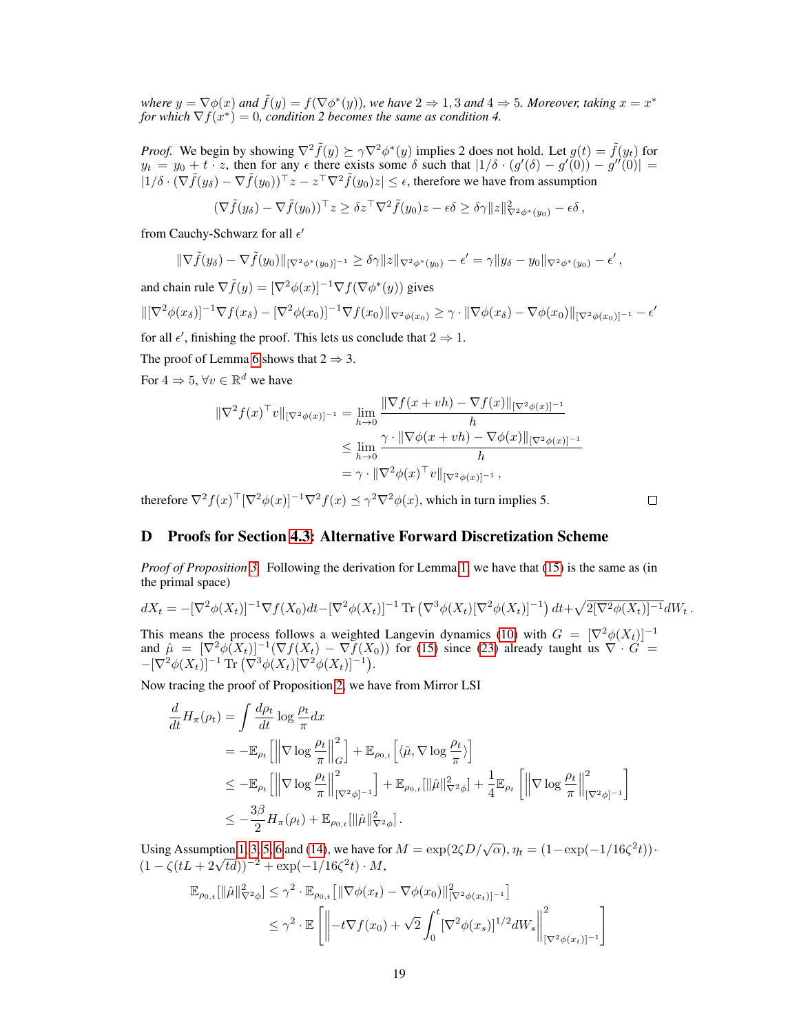*where $y = \nabla\phi(x)$ and $\tilde{f}(y) = f(\nabla\phi^*(y))$, we have $2 \Rightarrow 1, 3$ and $4 \Rightarrow 5$. Moreover, taking $x = x^*$ for which $\nabla f(x^*) = 0$, condition 2 becomes the same as condition 4.*

*Proof.* We begin by showing $\nabla^2\tilde{f}(y) \succeq \gamma\nabla^2\phi^*(y)$ implies 2 does not hold. Let $g(t) = \tilde{f}(y_t)$ for $y_t = y_0 + t \cdot z$, then for any $\epsilon$ there exists some $\delta$ such that $|1/\delta \cdot (g'(\delta) - g'(0)) - g''(0)| = |1/\delta \cdot (\nabla\tilde{f}(y_\delta) - \nabla\tilde{f}(y_0))^\top z - z^\top\nabla^2\tilde{f}(y_0)z| \leq \epsilon$, therefore we have from assumption

$$(\nabla\tilde{f}(y_\delta) - \nabla\tilde{f}(y_0))^\top z \geq \delta z^\top\nabla^2\tilde{f}(y_0)z - \epsilon\delta \geq \delta\gamma\|z\|^2_{\nabla^2\phi^*(y_0)} - \epsilon\delta\,,$$

from Cauchy-Schwarz for all $\epsilon'$

$$\|\nabla\tilde{f}(y_\delta) - \nabla\tilde{f}(y_0)\|_{[\nabla^2\phi^*(y_0)]^{-1}} \geq \delta\gamma\|z\|_{\nabla^2\phi^*(y_0)} - \epsilon' = \gamma\|y_\delta - y_0\|_{\nabla^2\phi^*(y_0)} - \epsilon'\,,$$

and chain rule $\nabla\tilde{f}(y) = [\nabla^2\phi(x)]^{-1}\nabla f(\nabla\phi^*(y))$ gives

$$\|[\nabla^2\phi(x_\delta)]^{-1}\nabla f(x_\delta) - [\nabla^2\phi(x_0)]^{-1}\nabla f(x_0)\|_{\nabla^2\phi(x_0)} \geq \gamma \cdot \|\nabla\phi(x_\delta) - \nabla\phi(x_0)\|_{[\nabla^2\phi(x_0)]^{-1}} - \epsilon'$$

for all $\epsilon'$, finishing the proof. This lets us conclude that $2 \Rightarrow 1$.

The proof of Lemma 6 shows that $2 \Rightarrow 3$.

For $4 \Rightarrow 5$, $\forall v \in \mathbb{R}^d$ we have

$$\begin{aligned}
\|\nabla^2 f(x)^\top v\|_{[\nabla^2\phi(x)]^{-1}} &= \lim_{h\to 0}\frac{\|\nabla f(x+vh) - \nabla f(x)\|_{[\nabla^2\phi(x)]^{-1}}}{h} \\
&\leq \lim_{h\to 0}\frac{\gamma \cdot \|\nabla\phi(x+vh) - \nabla\phi(x)\|_{[\nabla^2\phi(x)]^{-1}}}{h} \\
&= \gamma \cdot \|\nabla^2\phi(x)^\top v\|_{[\nabla^2\phi(x)]^{-1}}\,,
\end{aligned}$$

therefore $\nabla^2 f(x)^\top[\nabla^2\phi(x)]^{-1}\nabla^2 f(x) \preceq \gamma^2\nabla^2\phi(x)$, which in turn implies 5. $\square$

## D Proofs for Section 4.3: Alternative Forward Discretization Scheme

*Proof of Proposition 3.* Following the derivation for Lemma 1, we have that (15) is the same as (in the primal space)

$$dX_t = -[\nabla^2\phi(X_t)]^{-1}\nabla f(X_0)dt - [\nabla^2\phi(X_t)]^{-1}\operatorname{Tr}\left(\nabla^3\phi(X_t)[\nabla^2\phi(X_t)]^{-1}\right)dt + \sqrt{2[\nabla^2\phi(X_t)]^{-1}}dW_t\,.$$

This means the process follows a weighted Langevin dynamics (10) with $G = [\nabla^2\phi(X_t)]^{-1}$ and $\hat{\mu} = [\nabla^2\phi(X_t)]^{-1}(\nabla f(X_t) - \nabla f(X_0))$ for (15) since (23) already taught us $\nabla\cdot G = -[\nabla^2\phi(X_t)]^{-1}\operatorname{Tr}\left(\nabla^3\phi(X_t)[\nabla^2\phi(X_t)]^{-1}\right)$.

Now tracing the proof of Proposition 2, we have from Mirror LSI

$$\begin{aligned}
\frac{d}{dt}H_\pi(\rho_t) &= \int\frac{d\rho_t}{dt}\log\frac{\rho_t}{\pi}dx \\
&= -\mathbb{E}_{\rho_t}\left[\left\|\nabla\log\frac{\rho_t}{\pi}\right\|^2_G\right] + \mathbb{E}_{\rho_{0,t}}\left[\langle\hat{\mu}, \nabla\log\frac{\rho_t}{\pi}\rangle\right] \\
&\leq -\mathbb{E}_{\rho_t}\left[\left\|\nabla\log\frac{\rho_t}{\pi}\right\|^2_{[\nabla^2\phi]^{-1}}\right] + \mathbb{E}_{\rho_{0,t}}[\|\hat{\mu}\|^2_{\nabla^2\phi}] + \frac{1}{4}\mathbb{E}_{\rho_t}\left[\left\|\nabla\log\frac{\rho_t}{\pi}\right\|^2_{[\nabla^2\phi]^{-1}}\right] \\
&\leq -\frac{3\beta}{2}H_\pi(\rho_t) + \mathbb{E}_{\rho_{0,t}}[\|\hat{\mu}\|^2_{\nabla^2\phi}]\,.
\end{aligned}$$

Using Assumption 1, 3, 5, 6 and (14), we have for $M = \exp(2\zeta D/\sqrt{\alpha})$, $\eta_t = (1-\exp(-1/16\zeta^2 t))\cdot(1-\zeta(tL+2\sqrt{td}))^{-2} + \exp(-1/16\zeta^2 t)\cdot M$,

$$\begin{aligned}
\mathbb{E}_{\rho_{0,t}}[\|\hat{\mu}\|^2_{\nabla^2\phi}] &\leq \gamma^2\cdot\mathbb{E}_{\rho_{0,t}}\left[\|\nabla\phi(x_t) - \nabla\phi(x_0)\|^2_{[\nabla^2\phi(x_t)]^{-1}}\right] \\
&\leq \gamma^2\cdot\mathbb{E}\left[\left\|-t\nabla f(x_0) + \sqrt{2}\int_0^t[\nabla^2\phi(x_s)]^{1/2}dW_s\right\|^2_{[\nabla^2\phi(x_t)]^{-1}}\right]
\end{aligned}$$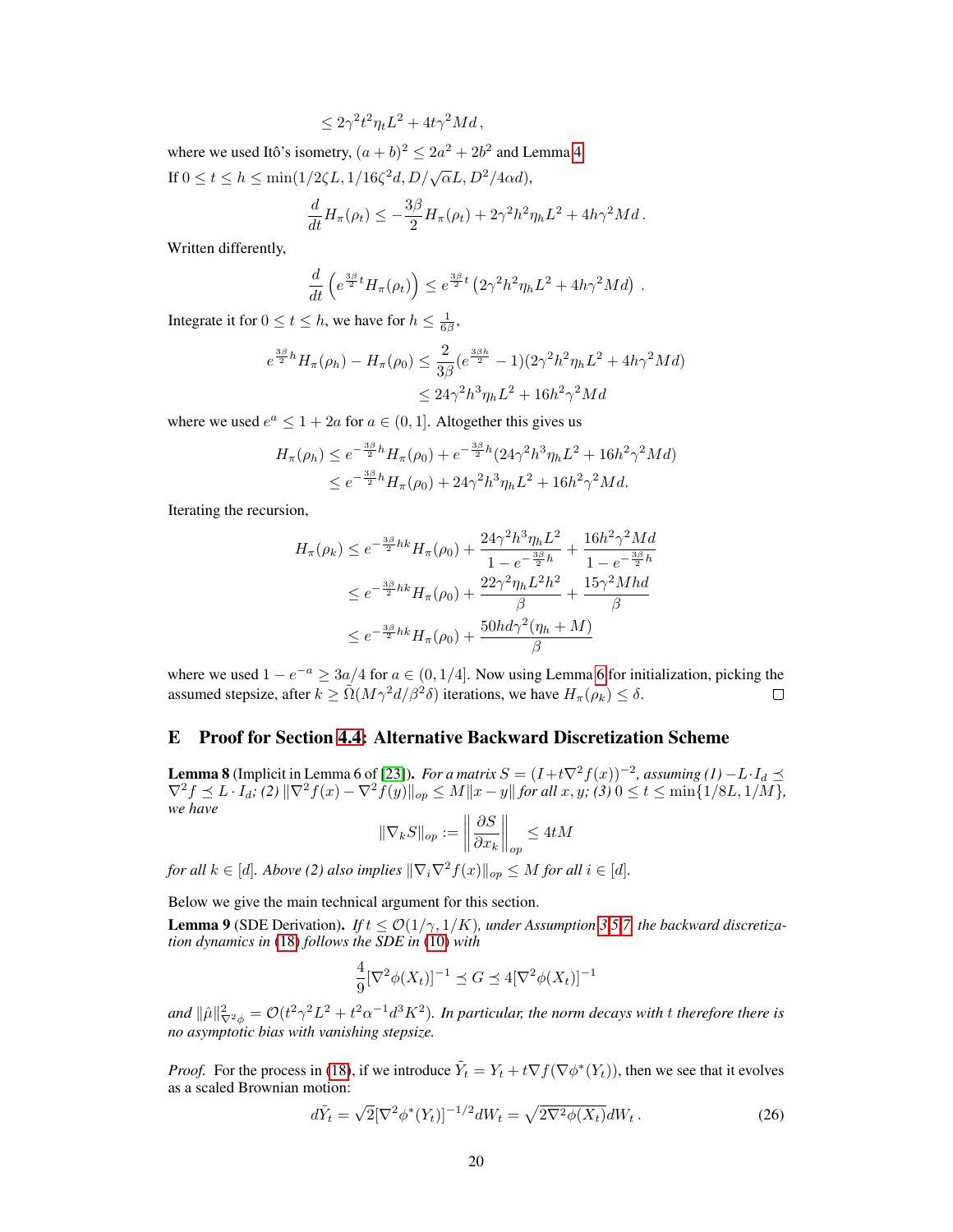$$\leq 2\gamma^2 t^2 \eta_t L^2 + 4t\gamma^2 Md\,,$$

where we used Itô's isometry, $(a+b)^2 \leq 2a^2 + 2b^2$ and Lemma 4.

If $0 \leq t \leq h \leq \min(1/2\zeta L, 1/16\zeta^2 d, D/\sqrt{\alpha}L, D^2/4\alpha d)$,

$$\frac{d}{dt} H_\pi(\rho_t) \leq -\frac{3\beta}{2} H_\pi(\rho_t) + 2\gamma^2 h^2 \eta_h L^2 + 4h\gamma^2 Md\,.$$

Written differently,

$$\frac{d}{dt}\left(e^{\frac{3\beta}{2}t} H_\pi(\rho_t)\right) \leq e^{\frac{3\beta}{2}t}\left(2\gamma^2 h^2 \eta_h L^2 + 4h\gamma^2 Md\right)\,.$$

Integrate it for $0 \leq t \leq h$, we have for $h \leq \frac{1}{6\beta}$,

$$\begin{aligned}
e^{\frac{3\beta}{2}h} H_\pi(\rho_h) - H_\pi(\rho_0) &\leq \frac{2}{3\beta}(e^{\frac{3\beta h}{2}} - 1)(2\gamma^2 h^2 \eta_h L^2 + 4h\gamma^2 Md) \\
&\leq 24\gamma^2 h^3 \eta_h L^2 + 16h^2\gamma^2 Md
\end{aligned}$$

where we used $e^a \leq 1 + 2a$ for $a \in (0, 1]$. Altogether this gives us

$$\begin{aligned}
H_\pi(\rho_h) &\leq e^{-\frac{3\beta}{2}h} H_\pi(\rho_0) + e^{-\frac{3\beta}{2}h}(24\gamma^2 h^3 \eta_h L^2 + 16h^2\gamma^2 Md) \\
&\leq e^{-\frac{3\beta}{2}h} H_\pi(\rho_0) + 24\gamma^2 h^3 \eta_h L^2 + 16h^2\gamma^2 Md.
\end{aligned}$$

Iterating the recursion,

$$\begin{aligned}
H_\pi(\rho_k) &\leq e^{-\frac{3\beta}{2}hk} H_\pi(\rho_0) + \frac{24\gamma^2 h^3 \eta_h L^2}{1 - e^{-\frac{3\beta}{2}h}} + \frac{16h^2\gamma^2 Md}{1 - e^{-\frac{3\beta}{2}h}} \\
&\leq e^{-\frac{3\beta}{2}hk} H_\pi(\rho_0) + \frac{22\gamma^2 \eta_h L^2 h^2}{\beta} + \frac{15\gamma^2 Mhd}{\beta} \\
&\leq e^{-\frac{3\beta}{2}hk} H_\pi(\rho_0) + \frac{50hd\gamma^2(\eta_h + M)}{\beta}
\end{aligned}$$

where we used $1 - e^{-a} \geq 3a/4$ for $a \in (0, 1/4]$. Now using Lemma 6 for initialization, picking the assumed stepsize, after $k \geq \tilde{\Omega}(M\gamma^2 d/\beta^2\delta)$ iterations, we have $H_\pi(\rho_k) \leq \delta$. ∎

# E Proof for Section 4.4: Alternative Backward Discretization Scheme

**Lemma 8** (Implicit in Lemma 6 of [23]). *For a matrix $S = (I + t\nabla^2 f(x))^{-2}$, assuming (1) $-L \cdot I_d \preceq \nabla^2 f \preceq L \cdot I_d$; (2) $\|\nabla^2 f(x) - \nabla^2 f(y)\|_{op} \leq M\|x - y\|$ for all $x, y$; (3) $0 \leq t \leq \min\{1/8L, 1/M\}$, we have*

$$\|\nabla_k S\|_{op} := \left\|\frac{\partial S}{\partial x_k}\right\|_{op} \leq 4tM$$

*for all $k \in [d]$. Above (2) also implies $\|\nabla_i \nabla^2 f(x)\|_{op} \leq M$ for all $i \in [d]$.*

Below we give the main technical argument for this section.

**Lemma 9** (SDE Derivation). *If $t \leq \mathcal{O}(1/\gamma, 1/K)$, under Assumption 3,5,7, the backward discretization dynamics in (18) follows the SDE in (10) with*

$$\frac{4}{9}[\nabla^2\phi(X_t)]^{-1} \preceq G \preceq 4[\nabla^2\phi(X_t)]^{-1}$$

*and $\|\hat{\mu}\|^2_{\nabla^2\phi} = \mathcal{O}(t^2\gamma^2 L^2 + t^2\alpha^{-1}d^3K^2)$. In particular, the norm decays with $t$ therefore there is no asymptotic bias with vanishing stepsize.*

*Proof.* For the process in (18), if we introduce $\tilde{Y}_t = Y_t + t\nabla f(\nabla\phi^*(Y_t))$, then we see that it evolves as a scaled Brownian motion:

$$d\tilde{Y}_t = \sqrt{2}[\nabla^2\phi^*(Y_t)]^{-1/2} dW_t = \sqrt{2\nabla^2\phi(X_t)}\, dW_t\,. \tag{26}$$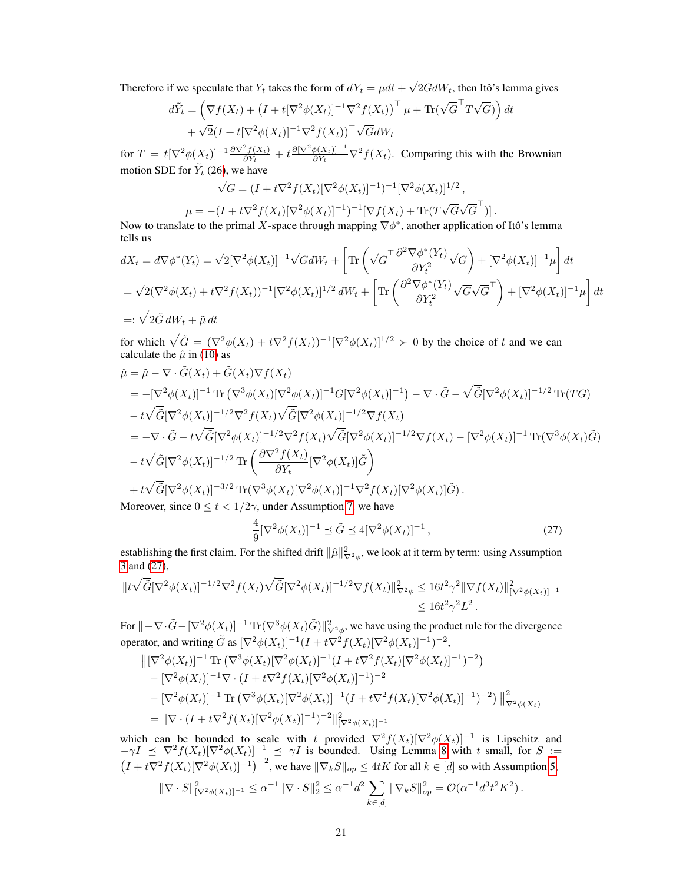Therefore if we speculate that $Y_t$ takes the form of $dY_t = \mu dt + \sqrt{2G}dW_t$, then Itô's lemma gives

$$
\begin{aligned}
d\tilde{Y}_t &= \Big(\nabla f(X_t) + \big(I + t[\nabla^2\phi(X_t)]^{-1}\nabla^2 f(X_t)\big)^\top \mu + \mathrm{Tr}(\sqrt{G}^\top T\sqrt{G})\Big)\, dt \\
&\quad + \sqrt{2}(I + t[\nabla^2\phi(X_t)]^{-1}\nabla^2 f(X_t))^\top \sqrt{G}dW_t
\end{aligned}
$$

for $T = t[\nabla^2\phi(X_t)]^{-1}\frac{\partial \nabla^2 f(X_t)}{\partial Y_t} + t\frac{\partial [\nabla^2\phi(X_t)]^{-1}}{\partial Y_t}\nabla^2 f(X_t)$. Comparing this with the Brownian motion SDE for $\tilde{Y}_t$ (26), we have

$$
\begin{aligned}
\sqrt{G} &= (I + t\nabla^2 f(X_t)[\nabla^2\phi(X_t)]^{-1})^{-1}[\nabla^2\phi(X_t)]^{1/2}\,, \\
\mu &= -(I + t\nabla^2 f(X_t)[\nabla^2\phi(X_t)]^{-1})^{-1}[\nabla f(X_t) + \mathrm{Tr}(T\sqrt{G}\sqrt{G}^\top)]\,.
\end{aligned}
$$

Now to translate to the primal $X$-space through mapping $\nabla\phi^*$, another application of Itô's lemma tells us

$$
\begin{aligned}
dX_t = d\nabla\phi^*(Y_t) &= \sqrt{2}[\nabla^2\phi(X_t)]^{-1}\sqrt{G}dW_t + \left[\mathrm{Tr}\left(\sqrt{G}^\top \frac{\partial^2 \nabla\phi^*(Y_t)}{\partial Y_t^2}\sqrt{G}\right) + [\nabla^2\phi(X_t)]^{-1}\mu\right] dt \\
&= \sqrt{2}(\nabla^2\phi(X_t) + t\nabla^2 f(X_t))^{-1}[\nabla^2\phi(X_t)]^{1/2}\, dW_t + \left[\mathrm{Tr}\left(\frac{\partial^2\nabla\phi^*(Y_t)}{\partial Y_t^2}\sqrt{G}\sqrt{G}^\top\right) + [\nabla^2\phi(X_t)]^{-1}\mu\right] dt \\
&=: \sqrt{2\tilde{G}}\, dW_t + \tilde{\mu}\, dt
\end{aligned}
$$

for which $\sqrt{\tilde{G}} = (\nabla^2\phi(X_t) + t\nabla^2 f(X_t))^{-1}[\nabla^2\phi(X_t)]^{1/2} \succ 0$ by the choice of $t$ and we can calculate the $\hat{\mu}$ in (10) as

$$
\begin{aligned}
\hat{\mu} &= \tilde{\mu} - \nabla\cdot\tilde{G}(X_t) + \tilde{G}(X_t)\nabla f(X_t) \\
&= -[\nabla^2\phi(X_t)]^{-1}\,\mathrm{Tr}\left(\nabla^3\phi(X_t)[\nabla^2\phi(X_t)]^{-1}G[\nabla^2\phi(X_t)]^{-1}\right) - \nabla\cdot\tilde{G} - \sqrt{\tilde{G}}[\nabla^2\phi(X_t)]^{-1/2}\,\mathrm{Tr}(TG) \\
&\quad - t\sqrt{\tilde{G}}[\nabla^2\phi(X_t)]^{-1/2}\nabla^2 f(X_t)\sqrt{\tilde{G}}[\nabla^2\phi(X_t)]^{-1/2}\nabla f(X_t) \\
&= -\nabla\cdot\tilde{G} - t\sqrt{\tilde{G}}[\nabla^2\phi(X_t)]^{-1/2}\nabla^2 f(X_t)\sqrt{\tilde{G}}[\nabla^2\phi(X_t)]^{-1/2}\nabla f(X_t) - [\nabla^2\phi(X_t)]^{-1}\,\mathrm{Tr}(\nabla^3\phi(X_t)\tilde{G}) \\
&\quad - t\sqrt{\tilde{G}}[\nabla^2\phi(X_t)]^{-1/2}\,\mathrm{Tr}\left(\frac{\partial\nabla^2 f(X_t)}{\partial Y_t}[\nabla^2\phi(X_t)]\tilde{G}\right) \\
&\quad + t\sqrt{\tilde{G}}[\nabla^2\phi(X_t)]^{-3/2}\,\mathrm{Tr}(\nabla^3\phi(X_t)[\nabla^2\phi(X_t)]^{-1}\nabla^2 f(X_t)[\nabla^2\phi(X_t)]\tilde{G})\,.
\end{aligned}
$$

Moreover, since $0 \le t < 1/2\gamma$, under Assumption 7, we have

$$
\frac{4}{9}[\nabla^2\phi(X_t)]^{-1} \preceq \tilde{G} \preceq 4[\nabla^2\phi(X_t)]^{-1}\,, \tag{27}
$$

establishing the first claim. For the shifted drift $\|\hat{\mu}\|^2_{\nabla^2\phi}$, we look at it term by term: using Assumption 3 and (27),

$$
\begin{aligned}
\|t\sqrt{\tilde{G}}[\nabla^2\phi(X_t)]^{-1/2}\nabla^2 f(X_t)\sqrt{\tilde{G}}[\nabla^2\phi(X_t)]^{-1/2}\nabla f(X_t)\|^2_{\nabla^2\phi} &\le 16t^2\gamma^2\|\nabla f(X_t)\|^2_{[\nabla^2\phi(X_t)]^{-1}} \\
&\le 16t^2\gamma^2 L^2\,.
\end{aligned}
$$

For $\|-\nabla\cdot\tilde{G} - [\nabla^2\phi(X_t)]^{-1}\,\mathrm{Tr}(\nabla^3\phi(X_t)\tilde{G})\|^2_{\nabla^2\phi}$, we have using the product rule for the divergence operator, and writing $\tilde{G}$ as $[\nabla^2\phi(X_t)]^{-1}(I + t\nabla^2 f(X_t)[\nabla^2\phi(X_t)]^{-1})^{-2}$,

$$
\begin{aligned}
&\big\|[\nabla^2\phi(X_t)]^{-1}\,\mathrm{Tr}\left(\nabla^3\phi(X_t)[\nabla^2\phi(X_t)]^{-1}(I + t\nabla^2 f(X_t)[\nabla^2\phi(X_t)]^{-1})^{-2}\right) \\
&\quad - [\nabla^2\phi(X_t)]^{-1}\nabla\cdot(I + t\nabla^2 f(X_t)[\nabla^2\phi(X_t)]^{-1})^{-2} \\
&\quad - [\nabla^2\phi(X_t)]^{-1}\,\mathrm{Tr}\left(\nabla^3\phi(X_t)[\nabla^2\phi(X_t)]^{-1}(I + t\nabla^2 f(X_t)[\nabla^2\phi(X_t)]^{-1})^{-2}\right)\big\|^2_{\nabla^2\phi(X_t)} \\
&= \|\nabla\cdot(I + t\nabla^2 f(X_t)[\nabla^2\phi(X_t)]^{-1})^{-2}\|^2_{[\nabla^2\phi(X_t)]^{-1}}
\end{aligned}
$$

which can be bounded to scale with $t$ provided $\nabla^2 f(X_t)[\nabla^2\phi(X_t)]^{-1}$ is Lipschitz and $-\gamma I \preceq \nabla^2 f(X_t)[\nabla^2\phi(X_t)]^{-1} \preceq \gamma I$ is bounded. Using Lemma 8 with $t$ small, for $S := \left(I + t\nabla^2 f(X_t)[\nabla^2\phi(X_t)]^{-1}\right)^{-2}$, we have $\|\nabla_k S\|_{op} \le 4tK$ for all $k \in [d]$ so with Assumption 5,

$$
\|\nabla\cdot S\|^2_{[\nabla^2\phi(X_t)]^{-1}} \le \alpha^{-1}\|\nabla\cdot S\|_2^2 \le \alpha^{-1}d^2\sum_{k\in[d]}\|\nabla_k S\|^2_{op} = \mathcal{O}(\alpha^{-1}d^3t^2K^2)\,.
$$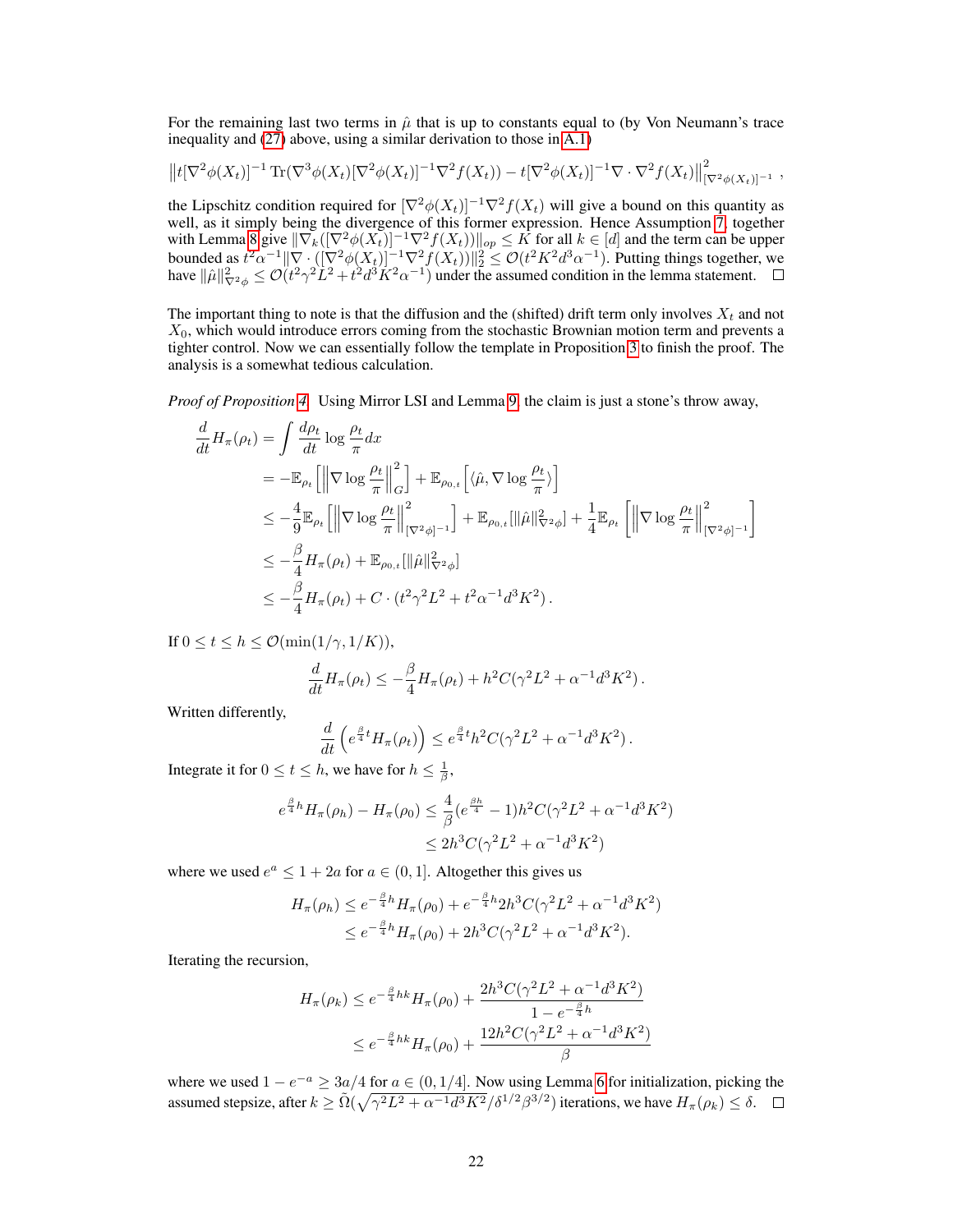For the remaining last two terms in $\hat{\mu}$ that is up to constants equal to (by Von Neumann's trace inequality and (27) above, using a similar derivation to those in A.1)

$$\left\|t[\nabla^2\phi(X_t)]^{-1}\operatorname{Tr}(\nabla^3\phi(X_t)[\nabla^2\phi(X_t)]^{-1}\nabla^2 f(X_t)) - t[\nabla^2\phi(X_t)]^{-1}\nabla\cdot\nabla^2 f(X_t)\right\|^2_{[\nabla^2\phi(X_t)]^{-1}},$$

the Lipschitz condition required for $[\nabla^2\phi(X_t)]^{-1}\nabla^2 f(X_t)$ will give a bound on this quantity as well, as it simply being the divergence of this former expression. Hence Assumption 7, together with Lemma 8 give $\|\nabla_k([\nabla^2\phi(X_t)]^{-1}\nabla^2 f(X_t))\|_{op} \le K$ for all $k \in [d]$ and the term can be upper bounded as $t^2\alpha^{-1}\|\nabla\cdot([\nabla^2\phi(X_t)]^{-1}\nabla^2 f(X_t))\|_2^2 \le \mathcal{O}(t^2K^2d^3\alpha^{-1})$. Putting things together, we have $\|\hat{\mu}\|^2_{\nabla^2\phi} \le \mathcal{O}(t^2\gamma^2L^2 + t^2d^3K^2\alpha^{-1})$ under the assumed condition in the lemma statement. $\square$

The important thing to note is that the diffusion and the (shifted) drift term only involves $X_t$ and not $X_0$, which would introduce errors coming from the stochastic Brownian motion term and prevents a tighter control. Now we can essentially follow the template in Proposition 3 to finish the proof. The analysis is a somewhat tedious calculation.

*Proof of Proposition 4.* Using Mirror LSI and Lemma 9, the claim is just a stone's throw away,

$$\begin{aligned}
\frac{d}{dt}H_\pi(\rho_t) &= \int \frac{d\rho_t}{dt}\log\frac{\rho_t}{\pi}dx \\
&= -\mathbb{E}_{\rho_t}\left[\left\|\nabla\log\frac{\rho_t}{\pi}\right\|^2_G\right] + \mathbb{E}_{\rho_{0,t}}\left[\langle\hat{\mu}, \nabla\log\frac{\rho_t}{\pi}\rangle\right] \\
&\le -\frac{4}{9}\mathbb{E}_{\rho_t}\left[\left\|\nabla\log\frac{\rho_t}{\pi}\right\|^2_{[\nabla^2\phi]^{-1}}\right] + \mathbb{E}_{\rho_{0,t}}[\|\hat{\mu}\|^2_{\nabla^2\phi}] + \frac{1}{4}\mathbb{E}_{\rho_t}\left[\left\|\nabla\log\frac{\rho_t}{\pi}\right\|^2_{[\nabla^2\phi]^{-1}}\right] \\
&\le -\frac{\beta}{4}H_\pi(\rho_t) + \mathbb{E}_{\rho_{0,t}}[\|\hat{\mu}\|^2_{\nabla^2\phi}] \\
&\le -\frac{\beta}{4}H_\pi(\rho_t) + C\cdot(t^2\gamma^2L^2 + t^2\alpha^{-1}d^3K^2)\,.
\end{aligned}$$

If $0 \le t \le h \le \mathcal{O}(\min(1/\gamma, 1/K))$,

$$\frac{d}{dt}H_\pi(\rho_t) \le -\frac{\beta}{4}H_\pi(\rho_t) + h^2C(\gamma^2L^2 + \alpha^{-1}d^3K^2)\,.$$

Written differently,

$$\frac{d}{dt}\left(e^{\frac{\beta}{4}t}H_\pi(\rho_t)\right) \le e^{\frac{\beta}{4}t}h^2C(\gamma^2L^2 + \alpha^{-1}d^3K^2)\,.$$

Integrate it for $0 \le t \le h$, we have for $h \le \frac{1}{\beta}$,

$$\begin{aligned}
e^{\frac{\beta}{4}h}H_\pi(\rho_h) - H_\pi(\rho_0) &\le \frac{4}{\beta}(e^{\frac{\beta h}{4}} - 1)h^2C(\gamma^2L^2 + \alpha^{-1}d^3K^2) \\
&\le 2h^3C(\gamma^2L^2 + \alpha^{-1}d^3K^2)
\end{aligned}$$

where we used $e^a \le 1 + 2a$ for $a \in (0, 1]$. Altogether this gives us

$$\begin{aligned}
H_\pi(\rho_h) &\le e^{-\frac{\beta}{4}h}H_\pi(\rho_0) + e^{-\frac{\beta}{4}h}2h^3C(\gamma^2L^2 + \alpha^{-1}d^3K^2) \\
&\le e^{-\frac{\beta}{4}h}H_\pi(\rho_0) + 2h^3C(\gamma^2L^2 + \alpha^{-1}d^3K^2).
\end{aligned}$$

Iterating the recursion,

$$\begin{aligned}
H_\pi(\rho_k) &\le e^{-\frac{\beta}{4}hk}H_\pi(\rho_0) + \frac{2h^3C(\gamma^2L^2 + \alpha^{-1}d^3K^2)}{1 - e^{-\frac{\beta}{4}h}} \\
&\le e^{-\frac{\beta}{4}hk}H_\pi(\rho_0) + \frac{12h^2C(\gamma^2L^2 + \alpha^{-1}d^3K^2)}{\beta}
\end{aligned}$$

where we used $1 - e^{-a} \ge 3a/4$ for $a \in (0, 1/4]$. Now using Lemma 6 for initialization, picking the assumed stepsize, after $k \ge \tilde{\Omega}(\sqrt{\gamma^2L^2 + \alpha^{-1}d^3K^2}/\delta^{1/2}\beta^{3/2})$ iterations, we have $H_\pi(\rho_k) \le \delta$. $\square$